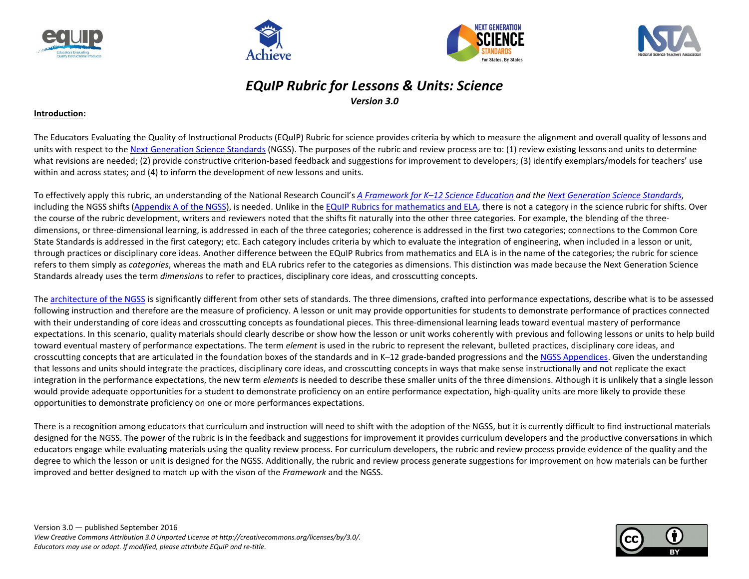# EQuIP Rubric for Lessons & Units: Science

*Version 3.0*

**Introduction:**

The Educators Evaluating the Quality of Instructional Products (EQuIP) Rubric for science provides criteria by which to measure the alignment and overall quality of lessons and units with respect to the Next Generation Science Standards (NGSS). The purposes of the rubric and review process are to: (1) review existing lessons and units to determine what revisions are needed; (2) provide constructive criterion-based feedback and suggestions for improvement to developers; (3) identify exemplars/models for teachers' use within and across states; and (4) to inform the development of new lessons and units.

To effectively apply this rubric, an understanding of the National Research Council's *A Framework for K–12 Science Education and the Next Generation Science Standards*, including the NGSS shifts (Appendix A of the NGSS), is needed. Unlike in the EQuIP Rubrics for mathematics and ELA, there is not a category in the science rubric for shifts. Over the course of the rubric development, writers and reviewers noted that the shifts fit naturally into the other three categories. For example, the blending of the three-dimensions, or three-dimensional learning, is addressed in each of the three categories; coherence is addressed in the first two categories; connections to the Common Core State Standards is addressed in the first category; etc. Each category includes criteria by which to evaluate the integration of engineering, when included in a lesson or unit, through practices or disciplinary core ideas. Another difference between the EQuIP Rubrics from mathematics and ELA is in the name of the categories; the rubric for science refers to them simply as *categories*, whereas the math and ELA rubrics refer to the categories as dimensions. This distinction was made because the Next Generation Science Standards already uses the term *dimensions* to refer to practices, disciplinary core ideas, and crosscutting concepts.

The architecture of the NGSS is significantly different from other sets of standards. The three dimensions, crafted into performance expectations, describe what is to be assessed following instruction and therefore are the measure of proficiency. A lesson or unit may provide opportunities for students to demonstrate performance of practices connected with their understanding of core ideas and crosscutting concepts as foundational pieces. This three-dimensional learning leads toward eventual mastery of performance expectations. In this scenario, quality materials should clearly describe or show how the lesson or unit works coherently with previous and following lessons or units to help build toward eventual mastery of performance expectations. The term *element* is used in the rubric to represent the relevant, bulleted practices, disciplinary core ideas, and crosscutting concepts that are articulated in the foundation boxes of the standards and in K–12 grade-banded progressions and the NGSS Appendices. Given the understanding that lessons and units should integrate the practices, disciplinary core ideas, and crosscutting concepts in ways that make sense instructionally and not replicate the exact integration in the performance expectations, the new term *elements* is needed to describe these smaller units of the three dimensions. Although it is unlikely that a single lesson would provide adequate opportunities for a student to demonstrate proficiency on an entire performance expectation, high-quality units are more likely to provide these opportunities to demonstrate proficiency on one or more performances expectations.

There is a recognition among educators that curriculum and instruction will need to shift with the adoption of the NGSS, but it is currently difficult to find instructional materials designed for the NGSS. The power of the rubric is in the feedback and suggestions for improvement it provides curriculum developers and the productive conversations in which educators engage while evaluating materials using the quality review process. For curriculum developers, the rubric and review process provide evidence of the quality and the degree to which the lesson or unit is designed for the NGSS. Additionally, the rubric and review process generate suggestions for improvement on how materials can be further improved and better designed to match up with the vison of the *Framework* and the NGSS.

Version 3.0 — published September 2016
*View Creative Commons Attribution 3.0 Unported License at http://creativecommons.org/licenses/by/3.0/.*
*Educators may use or adapt. If modified, please attribute EQuIP and re-title.*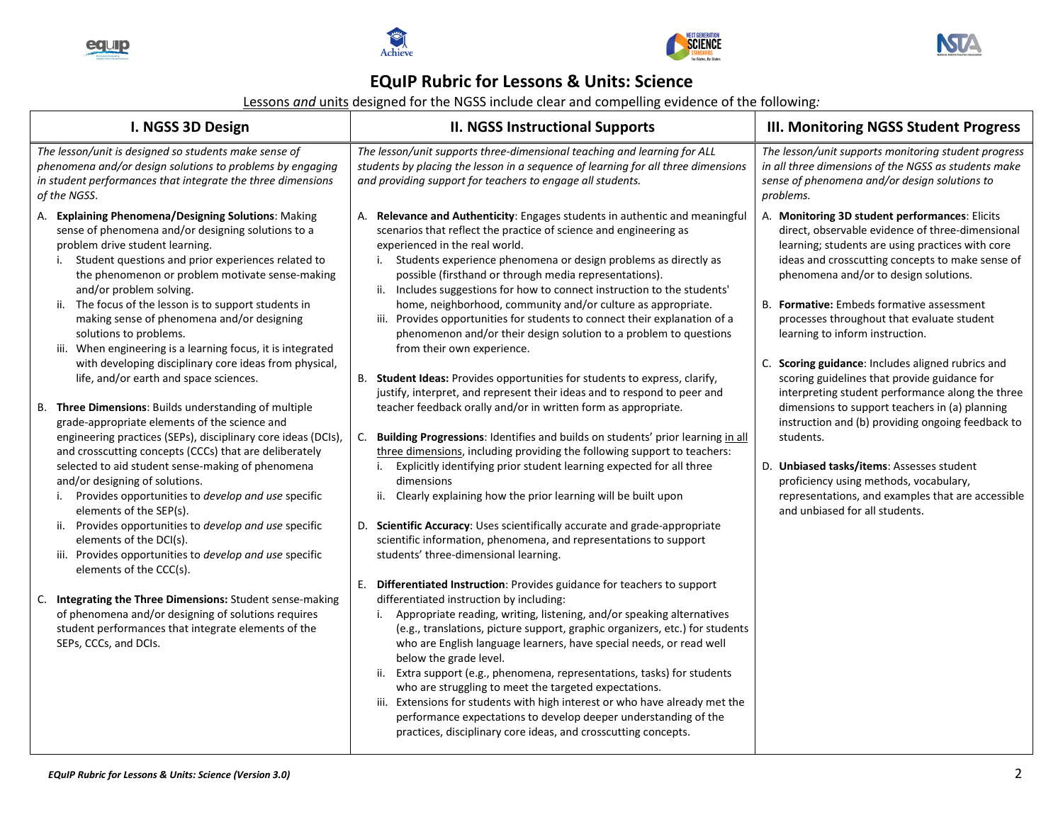# EQuIP Rubric for Lessons & Units: Science

Lessons *and* units designed for the NGSS include clear and compelling evidence of the following*:*

## I. NGSS 3D Design

*The lesson/unit is designed so students make sense of phenomena and/or design solutions to problems by engaging in student performances that integrate the three dimensions of the NGSS.*

A. **Explaining Phenomena/Designing Solutions**: Making sense of phenomena and/or designing solutions to a problem drive student learning.
   i. Student questions and prior experiences related to the phenomenon or problem motivate sense-making and/or problem solving.
   ii. The focus of the lesson is to support students in making sense of phenomena and/or designing solutions to problems.
   iii. When engineering is a learning focus, it is integrated with developing disciplinary core ideas from physical, life, and/or earth and space sciences.

B. **Three Dimensions**: Builds understanding of multiple grade-appropriate elements of the science and engineering practices (SEPs), disciplinary core ideas (DCIs), and crosscutting concepts (CCCs) that are deliberately selected to aid student sense-making of phenomena and/or designing of solutions.
   i. Provides opportunities to *develop and use* specific elements of the SEP(s).
   ii. Provides opportunities to *develop and use* specific elements of the DCI(s).
   iii. Provides opportunities to *develop and use* specific elements of the CCC(s).

C. **Integrating the Three Dimensions:** Student sense-making of phenomena and/or designing of solutions requires student performances that integrate elements of the SEPs, CCCs, and DCIs.

## II. NGSS Instructional Supports

*The lesson/unit supports three-dimensional teaching and learning for ALL students by placing the lesson in a sequence of learning for all three dimensions and providing support for teachers to engage all students.*

A. **Relevance and Authenticity**: Engages students in authentic and meaningful scenarios that reflect the practice of science and engineering as experienced in the real world.
   i. Students experience phenomena or design problems as directly as possible (firsthand or through media representations).
   ii. Includes suggestions for how to connect instruction to the students' home, neighborhood, community and/or culture as appropriate.
   iii. Provides opportunities for students to connect their explanation of a phenomenon and/or their design solution to a problem to questions from their own experience.

B. **Student Ideas:** Provides opportunities for students to express, clarify, justify, interpret, and represent their ideas and to respond to peer and teacher feedback orally and/or in written form as appropriate.

C. **Building Progressions**: Identifies and builds on students' prior learning <u>in all three dimensions</u>, including providing the following support to teachers:
   i. Explicitly identifying prior student learning expected for all three dimensions
   ii. Clearly explaining how the prior learning will be built upon

D. **Scientific Accuracy**: Uses scientifically accurate and grade-appropriate scientific information, phenomena, and representations to support students' three-dimensional learning.

E. **Differentiated Instruction**: Provides guidance for teachers to support differentiated instruction by including:
   i. Appropriate reading, writing, listening, and/or speaking alternatives (e.g., translations, picture support, graphic organizers, etc.) for students who are English language learners, have special needs, or read well below the grade level.
   ii. Extra support (e.g., phenomena, representations, tasks) for students who are struggling to meet the targeted expectations.
   iii. Extensions for students with high interest or who have already met the performance expectations to develop deeper understanding of the practices, disciplinary core ideas, and crosscutting concepts.

## III. Monitoring NGSS Student Progress

*The lesson/unit supports monitoring student progress in all three dimensions of the NGSS as students make sense of phenomena and/or design solutions to problems.*

A. **Monitoring 3D student performances**: Elicits direct, observable evidence of three-dimensional learning; students are using practices with core ideas and crosscutting concepts to make sense of phenomena and/or to design solutions.

B. **Formative:** Embeds formative assessment processes throughout that evaluate student learning to inform instruction.

C. **Scoring guidance**: Includes aligned rubrics and scoring guidelines that provide guidance for interpreting student performance along the three dimensions to support teachers in (a) planning instruction and (b) providing ongoing feedback to students.

D. **Unbiased tasks/items**: Assesses student proficiency using methods, vocabulary, representations, and examples that are accessible and unbiased for all students.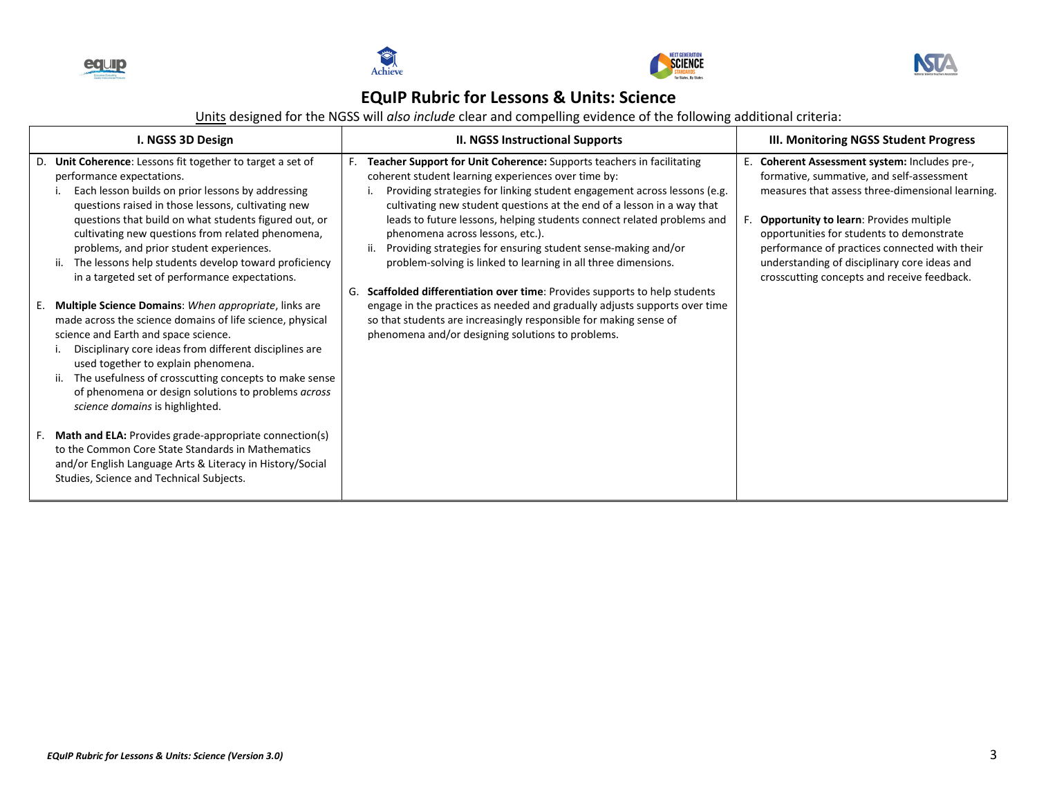# EQuIP Rubric for Lessons & Units: Science

Units designed for the NGSS will *also include* clear and compelling evidence of the following additional criteria:

| I. NGSS 3D Design | II. NGSS Instructional Supports | III. Monitoring NGSS Student Progress |
|---|---|---|
| D. **Unit Coherence**: Lessons fit together to target a set of performance expectations.<br>i. Each lesson builds on prior lessons by addressing questions raised in those lessons, cultivating new questions that build on what students figured out, or cultivating new questions from related phenomena, problems, and prior student experiences.<br>ii. The lessons help students develop toward proficiency in a targeted set of performance expectations.<br><br>E. **Multiple Science Domains**: *When appropriate*, links are made across the science domains of life science, physical science and Earth and space science.<br>i. Disciplinary core ideas from different disciplines are used together to explain phenomena.<br>ii. The usefulness of crosscutting concepts to make sense of phenomena or design solutions to problems *across science domains* is highlighted.<br><br>F. **Math and ELA:** Provides grade-appropriate connection(s) to the Common Core State Standards in Mathematics and/or English Language Arts & Literacy in History/Social Studies, Science and Technical Subjects. | F. **Teacher Support for Unit Coherence:** Supports teachers in facilitating coherent student learning experiences over time by:<br>i. Providing strategies for linking student engagement across lessons (e.g. cultivating new student questions at the end of a lesson in a way that leads to future lessons, helping students connect related problems and phenomena across lessons, etc.).<br>ii. Providing strategies for ensuring student sense-making and/or problem-solving is linked to learning in all three dimensions.<br><br>G. **Scaffolded differentiation over time**: Provides supports to help students engage in the practices as needed and gradually adjusts supports over time so that students are increasingly responsible for making sense of phenomena and/or designing solutions to problems. | E. **Coherent Assessment system:** Includes pre-, formative, summative, and self-assessment measures that assess three-dimensional learning.<br><br>F. **Opportunity to learn**: Provides multiple opportunities for students to demonstrate performance of practices connected with their understanding of disciplinary core ideas and crosscutting concepts and receive feedback. |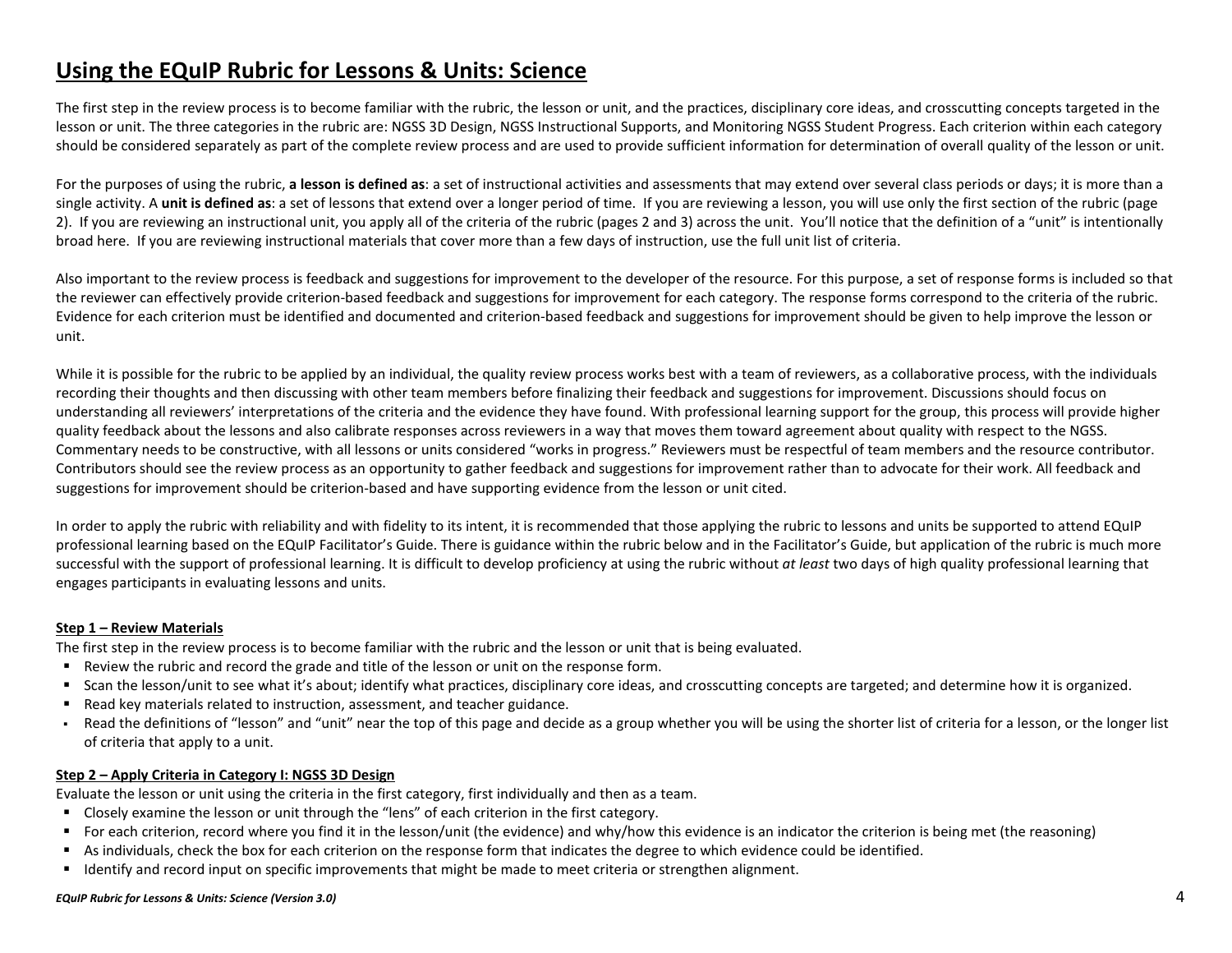# Using the EQuIP Rubric for Lessons & Units: Science

The first step in the review process is to become familiar with the rubric, the lesson or unit, and the practices, disciplinary core ideas, and crosscutting concepts targeted in the lesson or unit. The three categories in the rubric are: NGSS 3D Design, NGSS Instructional Supports, and Monitoring NGSS Student Progress. Each criterion within each category should be considered separately as part of the complete review process and are used to provide sufficient information for determination of overall quality of the lesson or unit.

For the purposes of using the rubric, **a lesson is defined as**: a set of instructional activities and assessments that may extend over several class periods or days; it is more than a single activity. A **unit is defined as**: a set of lessons that extend over a longer period of time. If you are reviewing a lesson, you will use only the first section of the rubric (page 2). If you are reviewing an instructional unit, you apply all of the criteria of the rubric (pages 2 and 3) across the unit. You'll notice that the definition of a "unit" is intentionally broad here. If you are reviewing instructional materials that cover more than a few days of instruction, use the full unit list of criteria.

Also important to the review process is feedback and suggestions for improvement to the developer of the resource. For this purpose, a set of response forms is included so that the reviewer can effectively provide criterion-based feedback and suggestions for improvement for each category. The response forms correspond to the criteria of the rubric. Evidence for each criterion must be identified and documented and criterion-based feedback and suggestions for improvement should be given to help improve the lesson or unit.

While it is possible for the rubric to be applied by an individual, the quality review process works best with a team of reviewers, as a collaborative process, with the individuals recording their thoughts and then discussing with other team members before finalizing their feedback and suggestions for improvement. Discussions should focus on understanding all reviewers' interpretations of the criteria and the evidence they have found. With professional learning support for the group, this process will provide higher quality feedback about the lessons and also calibrate responses across reviewers in a way that moves them toward agreement about quality with respect to the NGSS. Commentary needs to be constructive, with all lessons or units considered "works in progress." Reviewers must be respectful of team members and the resource contributor. Contributors should see the review process as an opportunity to gather feedback and suggestions for improvement rather than to advocate for their work. All feedback and suggestions for improvement should be criterion-based and have supporting evidence from the lesson or unit cited.

In order to apply the rubric with reliability and with fidelity to its intent, it is recommended that those applying the rubric to lessons and units be supported to attend EQuIP professional learning based on the EQuIP Facilitator's Guide. There is guidance within the rubric below and in the Facilitator's Guide, but application of the rubric is much more successful with the support of professional learning. It is difficult to develop proficiency at using the rubric without *at least* two days of high quality professional learning that engages participants in evaluating lessons and units.

### Step 1 – Review Materials

The first step in the review process is to become familiar with the rubric and the lesson or unit that is being evaluated.

- Review the rubric and record the grade and title of the lesson or unit on the response form.
- Scan the lesson/unit to see what it's about; identify what practices, disciplinary core ideas, and crosscutting concepts are targeted; and determine how it is organized.
- Read key materials related to instruction, assessment, and teacher guidance.
- Read the definitions of "lesson" and "unit" near the top of this page and decide as a group whether you will be using the shorter list of criteria for a lesson, or the longer list of criteria that apply to a unit.

### Step 2 – Apply Criteria in Category I: NGSS 3D Design

Evaluate the lesson or unit using the criteria in the first category, first individually and then as a team.

- Closely examine the lesson or unit through the "lens" of each criterion in the first category.
- For each criterion, record where you find it in the lesson/unit (the evidence) and why/how this evidence is an indicator the criterion is being met (the reasoning)
- As individuals, check the box for each criterion on the response form that indicates the degree to which evidence could be identified.
- Identify and record input on specific improvements that might be made to meet criteria or strengthen alignment.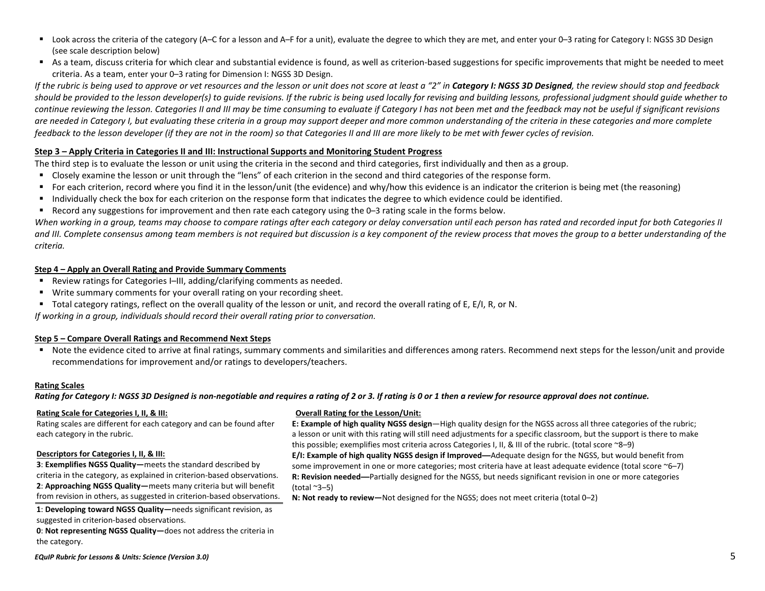- Look across the criteria of the category (A–C for a lesson and A–F for a unit), evaluate the degree to which they are met, and enter your 0–3 rating for Category I: NGSS 3D Design (see scale description below)
- As a team, discuss criteria for which clear and substantial evidence is found, as well as criterion-based suggestions for specific improvements that might be needed to meet criteria. As a team, enter your 0–3 rating for Dimension I: NGSS 3D Design.

*If the rubric is being used to approve or vet resources and the lesson or unit does not score at least a "2" in **Category I: NGSS 3D Designed**, the review should stop and feedback should be provided to the lesson developer(s) to guide revisions. If the rubric is being used locally for revising and building lessons, professional judgment should guide whether to continue reviewing the lesson. Categories II and III may be time consuming to evaluate if Category I has not been met and the feedback may not be useful if significant revisions are needed in Category I, but evaluating these criteria in a group may support deeper and more common understanding of the criteria in these categories and more complete feedback to the lesson developer (if they are not in the room) so that Categories II and III are more likely to be met with fewer cycles of revision.*

**Step 3 – Apply Criteria in Categories II and III: Instructional Supports and Monitoring Student Progress**

The third step is to evaluate the lesson or unit using the criteria in the second and third categories, first individually and then as a group.

- Closely examine the lesson or unit through the "lens" of each criterion in the second and third categories of the response form.
- For each criterion, record where you find it in the lesson/unit (the evidence) and why/how this evidence is an indicator the criterion is being met (the reasoning)
- Individually check the box for each criterion on the response form that indicates the degree to which evidence could be identified.
- Record any suggestions for improvement and then rate each category using the 0–3 rating scale in the forms below.

*When working in a group, teams may choose to compare ratings after each category or delay conversation until each person has rated and recorded input for both Categories II and III. Complete consensus among team members is not required but discussion is a key component of the review process that moves the group to a better understanding of the criteria.*

**Step 4 – Apply an Overall Rating and Provide Summary Comments**

- Review ratings for Categories I–III, adding/clarifying comments as needed.
- Write summary comments for your overall rating on your recording sheet.
- Total category ratings, reflect on the overall quality of the lesson or unit, and record the overall rating of E, E/I, R, or N.

*If working in a group, individuals should record their overall rating prior to conversation.*

**Step 5 – Compare Overall Ratings and Recommend Next Steps**

- Note the evidence cited to arrive at final ratings, summary comments and similarities and differences among raters. Recommend next steps for the lesson/unit and provide recommendations for improvement and/or ratings to developers/teachers.

**Rating Scales**

***Rating for Category I: NGSS 3D Designed is non-negotiable and requires a rating of 2 or 3. If rating is 0 or 1 then a review for resource approval does not continue.***

**Rating Scale for Categories I, II, & III:**

Rating scales are different for each category and can be found after each category in the rubric.

**Descriptors for Categories I, II, & III:**

**3**: **Exemplifies NGSS Quality—**meets the standard described by criteria in the category, as explained in criterion-based observations.

**2**: **Approaching NGSS Quality—**meets many criteria but will benefit from revision in others, as suggested in criterion-based observations.

**1**: **Developing toward NGSS Quality—**needs significant revision, as suggested in criterion-based observations.

**0**: **Not representing NGSS Quality—**does not address the criteria in the category.

**Overall Rating for the Lesson/Unit:**

**E: Example of high quality NGSS design**—High quality design for the NGSS across all three categories of the rubric; a lesson or unit with this rating will still need adjustments for a specific classroom, but the support is there to make this possible; exemplifies most criteria across Categories I, II, & III of the rubric. (total score ~8–9)

**E/I: Example of high quality NGSS design if Improved—**Adequate design for the NGSS, but would benefit from some improvement in one or more categories; most criteria have at least adequate evidence (total score ~6–7)

**R: Revision needed—**Partially designed for the NGSS, but needs significant revision in one or more categories (total ~3–5)

**N: Not ready to review—**Not designed for the NGSS; does not meet criteria (total 0–2)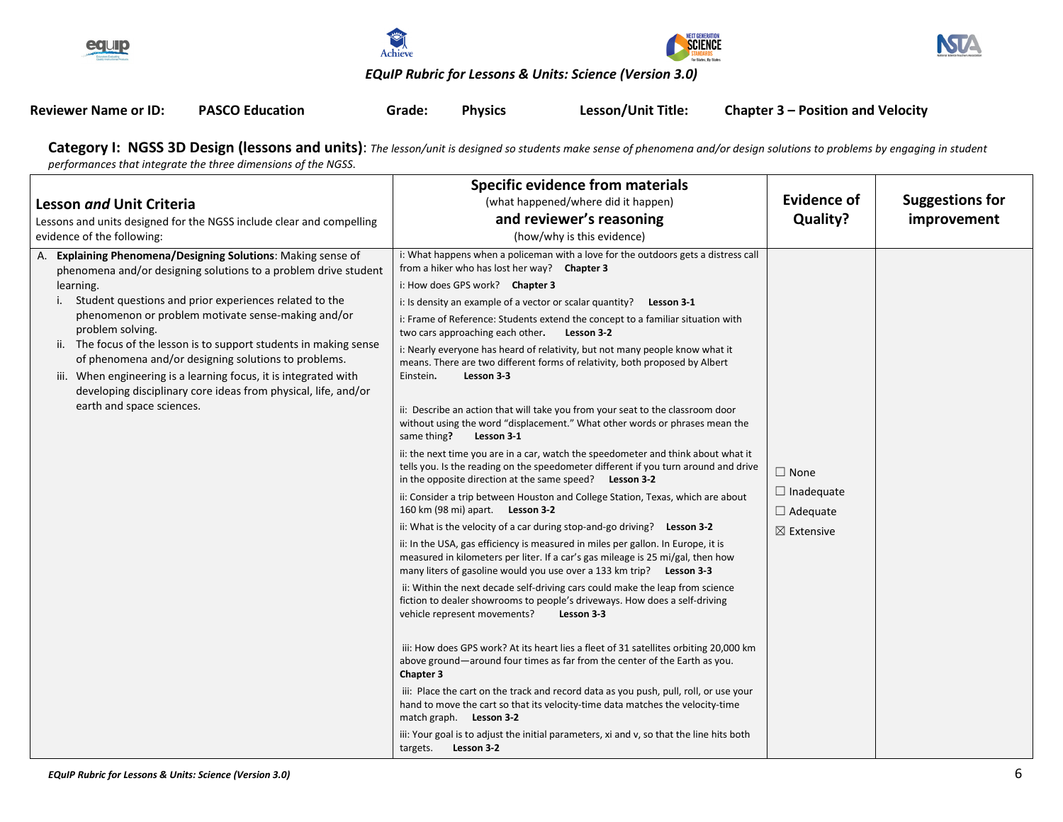**Reviewer Name or ID:** PASCO Education **Grade:** Physics **Lesson/Unit Title:** Chapter 3 – Position and Velocity

## Category I: NGSS 3D Design (lessons and units): 
*The lesson/unit is designed so students make sense of phenomena and/or design solutions to problems by engaging in student performances that integrate the three dimensions of the NGSS.*

| **Lesson *and* Unit Criteria**<br>Lessons and units designed for the NGSS include clear and compelling evidence of the following: | **Specific evidence from materials**<br>(what happened/where did it happen)<br>**and reviewer's reasoning**<br>(how/why is this evidence) | **Evidence of Quality?** | **Suggestions for improvement** |
|---|---|---|---|
| A. **Explaining Phenomena/Designing Solutions**: Making sense of phenomena and/or designing solutions to a problem drive student learning.<br>i. Student questions and prior experiences related to the phenomenon or problem motivate sense-making and/or problem solving.<br>ii. The focus of the lesson is to support students in making sense of phenomena and/or designing solutions to problems.<br>iii. When engineering is a learning focus, it is integrated with developing disciplinary core ideas from physical, life, and/or earth and space sciences. | i: What happens when a policeman with a love for the outdoors gets a distress call from a hiker who has lost her way? **Chapter 3**<br>i: How does GPS work? **Chapter 3**<br>i: Is density an example of a vector or scalar quantity? **Lesson 3-1**<br>i: Frame of Reference: Students extend the concept to a familiar situation with two cars approaching each other. **Lesson 3-2**<br>i: Nearly everyone has heard of relativity, but not many people know what it means. There are two different forms of relativity, both proposed by Albert Einstein. **Lesson 3-3**<br><br>ii: Describe an action that will take you from your seat to the classroom door without using the word "displacement." What other words or phrases mean the same thing? **Lesson 3-1**<br>ii: the next time you are in a car, watch the speedometer and think about what it tells you. Is the reading on the speedometer different if you turn around and drive in the opposite direction at the same speed? **Lesson 3-2**<br>ii: Consider a trip between Houston and College Station, Texas, which are about 160 km (98 mi) apart. **Lesson 3-2**<br>ii: What is the velocity of a car during stop-and-go driving? **Lesson 3-2**<br>ii: In the USA, gas efficiency is measured in miles per gallon. In Europe, it is measured in kilometers per liter. If a car's gas mileage is 25 mi/gal, then how many liters of gasoline would you use over a 133 km trip? **Lesson 3-3**<br>ii: Within the next decade self-driving cars could make the leap from science fiction to dealer showrooms to people's driveways. How does a self-driving vehicle represent movements? **Lesson 3-3**<br><br>iii: How does GPS work? At its heart lies a fleet of 31 satellites orbiting 20,000 km above ground—around four times as far from the center of the Earth as you. **Chapter 3**<br>iii: Place the cart on the track and record data as you push, pull, roll, or use your hand to move the cart so that its velocity-time data matches the velocity-time match graph. **Lesson 3-2**<br>iii: Your goal is to adjust the initial parameters, xi and v, so that the line hits both targets. **Lesson 3-2** | ☐ None<br>☐ Inadequate<br>☐ Adequate<br>☒ Extensive | |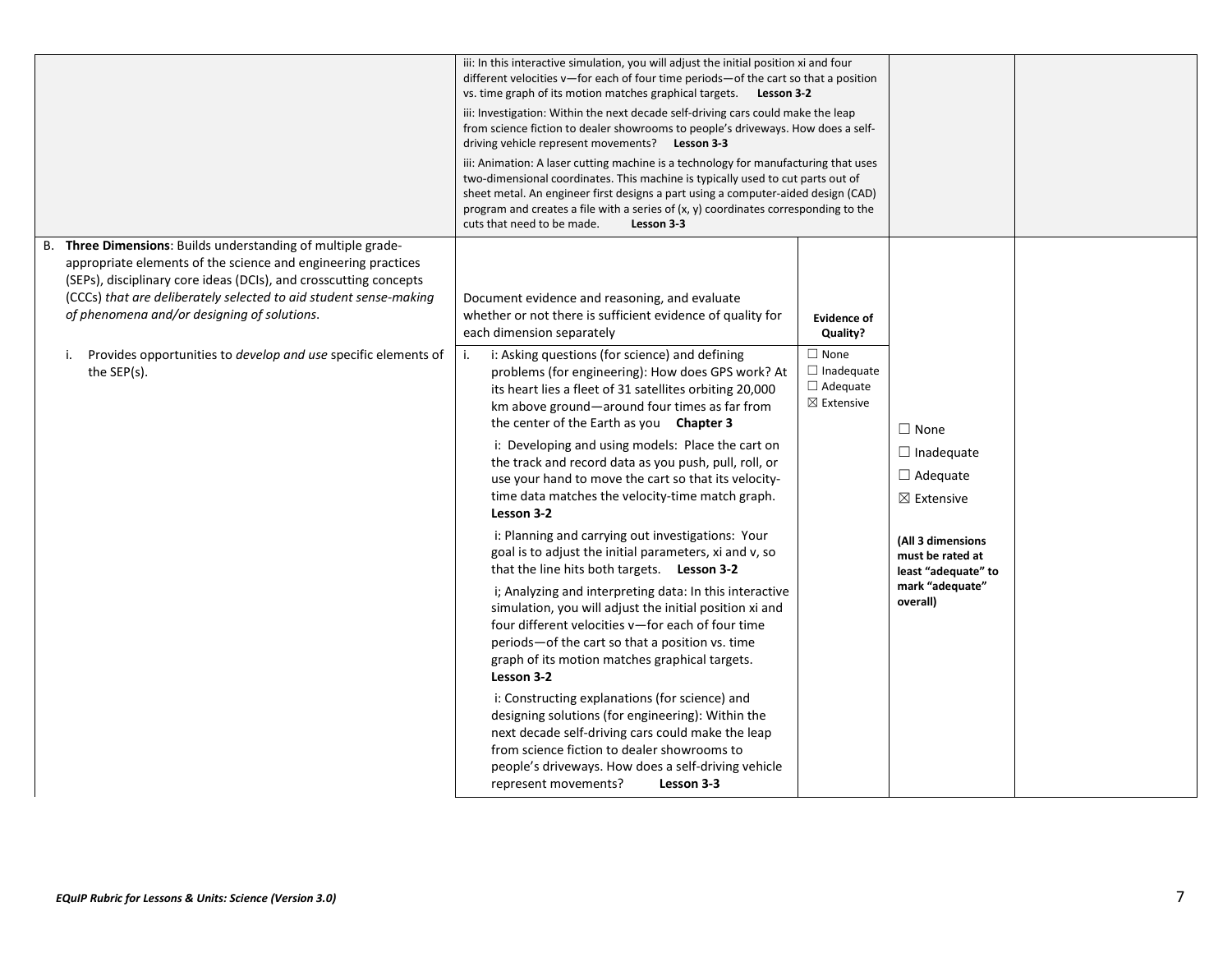| | | | | |
|---|---|---|---|---|
| | iii: In this interactive simulation, you will adjust the initial position xi and four different velocities v—for each of four time periods—of the cart so that a position vs. time graph of its motion matches graphical targets. **Lesson 3-2**<br><br>iii: Investigation: Within the next decade self-driving cars could make the leap from science fiction to dealer showrooms to people's driveways. How does a self-driving vehicle represent movements? **Lesson 3-3**<br><br>iii: Animation: A laser cutting machine is a technology for manufacturing that uses two-dimensional coordinates. This machine is typically used to cut parts out of sheet metal. An engineer first designs a part using a computer-aided design (CAD) program and creates a file with a series of (x, y) coordinates corresponding to the cuts that need to be made. **Lesson 3-3** | | | |
| B. **Three Dimensions**: Builds understanding of multiple grade-appropriate elements of the science and engineering practices (SEPs), disciplinary core ideas (DCIs), and crosscutting concepts (CCCs) *that are deliberately selected to aid student sense-making of phenomena and/or designing of solutions*.<br><br>i. Provides opportunities to *develop and use* specific elements of the SEP(s). | Document evidence and reasoning, and evaluate whether or not there is sufficient evidence of quality for each dimension separately<br><br>i. i: Asking questions (for science) and defining problems (for engineering): How does GPS work? At its heart lies a fleet of 31 satellites orbiting 20,000 km above ground—around four times as far from the center of the Earth as you **Chapter 3**<br><br>i: Developing and using models: Place the cart on the track and record data as you push, pull, roll, or use your hand to move the cart so that its velocity-time data matches the velocity-time match graph. **Lesson 3-2**<br><br>i: Planning and carrying out investigations: Your goal is to adjust the initial parameters, xi and v, so that the line hits both targets. **Lesson 3-2**<br><br>i; Analyzing and interpreting data: In this interactive simulation, you will adjust the initial position xi and four different velocities v—for each of four time periods—of the cart so that a position vs. time graph of its motion matches graphical targets. **Lesson 3-2**<br><br>i: Constructing explanations (for science) and designing solutions (for engineering): Within the next decade self-driving cars could make the leap from science fiction to dealer showrooms to people's driveways. How does a self-driving vehicle represent movements? **Lesson 3-3** | **Evidence of Quality?**<br><br>☐ None<br>☐ Inadequate<br>☐ Adequate<br>☒ Extensive | ☐ None<br>☐ Inadequate<br>☐ Adequate<br>☒ Extensive<br><br>**(All 3 dimensions must be rated at least "adequate" to mark "adequate" overall)** | |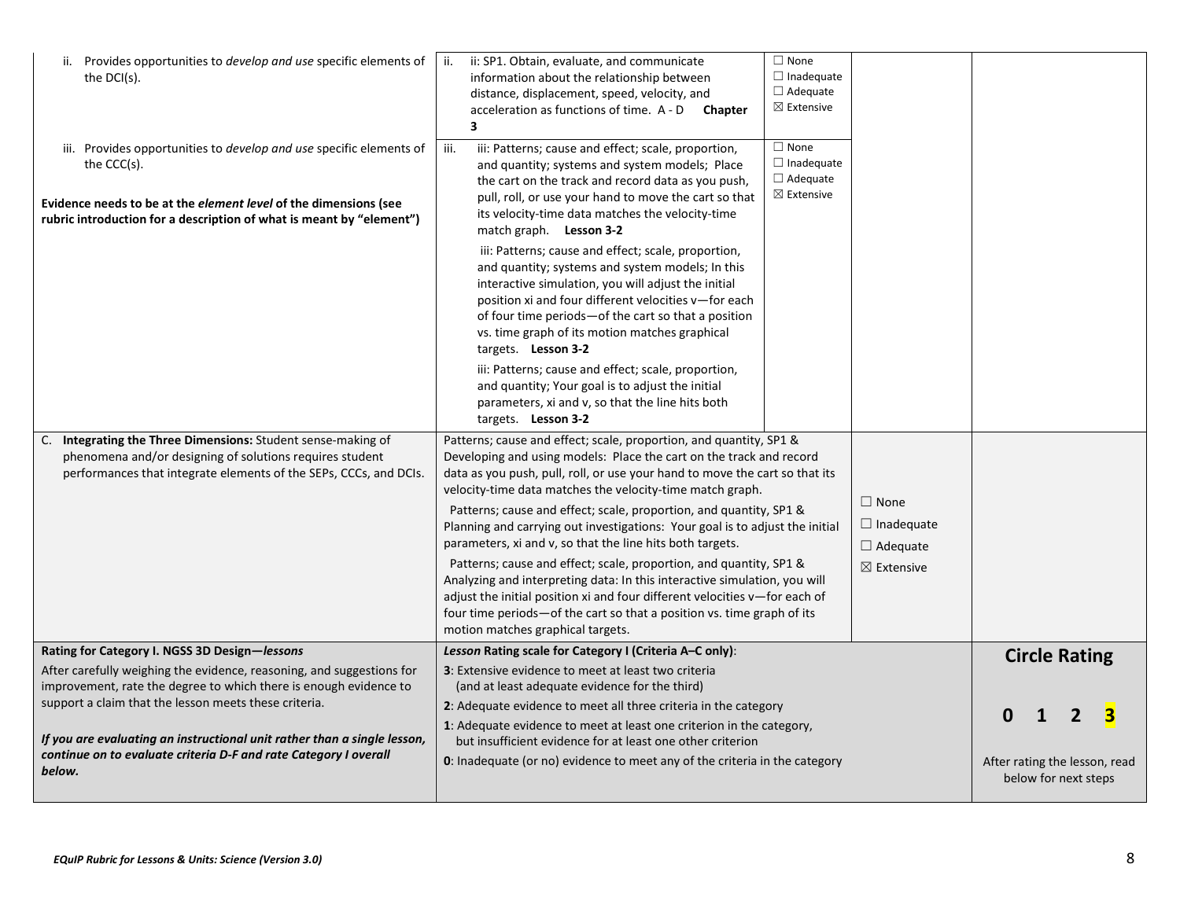| | | | | |
|---|---|---|---|---|
| ii. Provides opportunities to *develop and use* specific elements of the DCI(s). | ii. ii: SP1. Obtain, evaluate, and communicate information about the relationship between distance, displacement, speed, velocity, and acceleration as functions of time. A - D **Chapter 3** | ☐ None<br>☐ Inadequate<br>☐ Adequate<br>☒ Extensive | | |
| iii. Provides opportunities to *develop and use* specific elements of the CCC(s).<br><br>**Evidence needs to be at the *element level* of the dimensions (see rubric introduction for a description of what is meant by "element")** | iii. iii: Patterns; cause and effect; scale, proportion, and quantity; systems and system models; Place the cart on the track and record data as you push, pull, roll, or use your hand to move the cart so that its velocity-time data matches the velocity-time match graph. **Lesson 3-2**<br><br>iii: Patterns; cause and effect; scale, proportion, and quantity; systems and system models; In this interactive simulation, you will adjust the initial position xi and four different velocities v—for each of four time periods—of the cart so that a position vs. time graph of its motion matches graphical targets. **Lesson 3-2**<br><br>iii: Patterns; cause and effect; scale, proportion, and quantity; Your goal is to adjust the initial parameters, xi and v, so that the line hits both targets. **Lesson 3-2** | ☐ None<br>☐ Inadequate<br>☐ Adequate<br>☒ Extensive | | |
| C. **Integrating the Three Dimensions:** Student sense-making of phenomena and/or designing of solutions requires student performances that integrate elements of the SEPs, CCCs, and DCIs. | Patterns; cause and effect; scale, proportion, and quantity, SP1 & Developing and using models: Place the cart on the track and record data as you push, pull, roll, or use your hand to move the cart so that its velocity-time data matches the velocity-time match graph.<br><br>Patterns; cause and effect; scale, proportion, and quantity, SP1 & Planning and carrying out investigations: Your goal is to adjust the initial parameters, xi and v, so that the line hits both targets.<br><br>Patterns; cause and effect; scale, proportion, and quantity, SP1 & Analyzing and interpreting data: In this interactive simulation, you will adjust the initial position xi and four different velocities v—for each of four time periods—of the cart so that a position vs. time graph of its motion matches graphical targets. | | ☐ None<br>☐ Inadequate<br>☐ Adequate<br>☒ Extensive | |
| **Rating for Category I. NGSS 3D Design—*lessons***<br><br>After carefully weighing the evidence, reasoning, and suggestions for improvement, rate the degree to which there is enough evidence to support a claim that the lesson meets these criteria.<br><br>***If you are evaluating an instructional unit rather than a single lesson, continue on to evaluate criteria D-F and rate Category I overall below.*** | ***Lesson* Rating scale for Category I (Criteria A–C only)**:<br><br>**3**: Extensive evidence to meet at least two criteria (and at least adequate evidence for the third)<br><br>**2**: Adequate evidence to meet all three criteria in the category<br><br>**1**: Adequate evidence to meet at least one criterion in the category, but insufficient evidence for at least one other criterion<br><br>**0**: Inadequate (or no) evidence to meet any of the criteria in the category | | | **Circle Rating**<br><br>**0 1 2 3** (3 highlighted)<br><br>After rating the lesson, read below for next steps |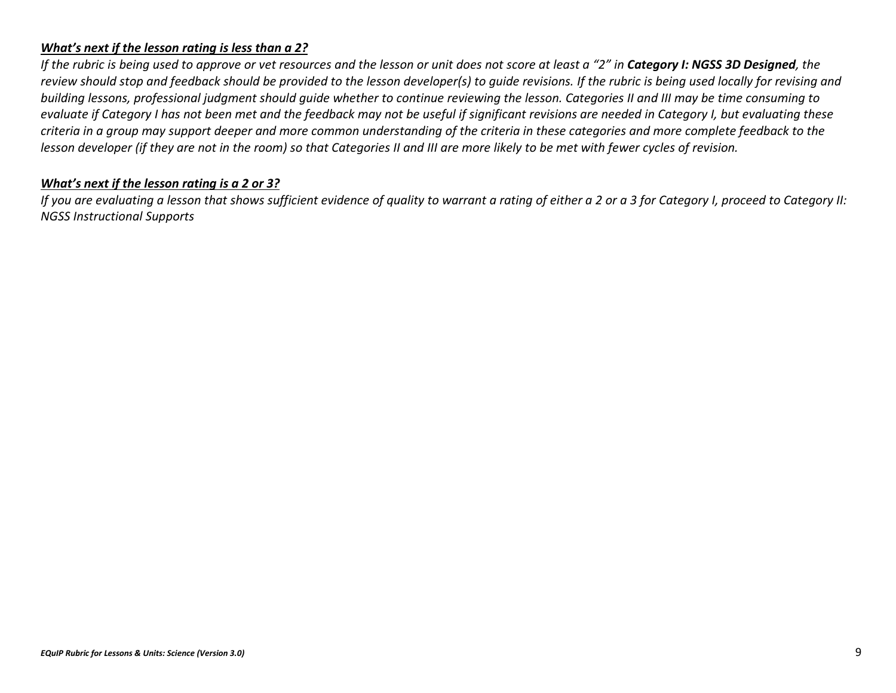***<u>What's next if the lesson rating is less than a 2?</u>***

*If the rubric is being used to approve or vet resources and the lesson or unit does not score at least a "2" in **Category I: NGSS 3D Designed**, the review should stop and feedback should be provided to the lesson developer(s) to guide revisions. If the rubric is being used locally for revising and building lessons, professional judgment should guide whether to continue reviewing the lesson. Categories II and III may be time consuming to evaluate if Category I has not been met and the feedback may not be useful if significant revisions are needed in Category I, but evaluating these criteria in a group may support deeper and more common understanding of the criteria in these categories and more complete feedback to the lesson developer (if they are not in the room) so that Categories II and III are more likely to be met with fewer cycles of revision.*

***<u>What's next if the lesson rating is a 2 or 3?</u>***

*If you are evaluating a lesson that shows sufficient evidence of quality to warrant a rating of either a 2 or a 3 for Category I, proceed to Category II: NGSS Instructional Supports*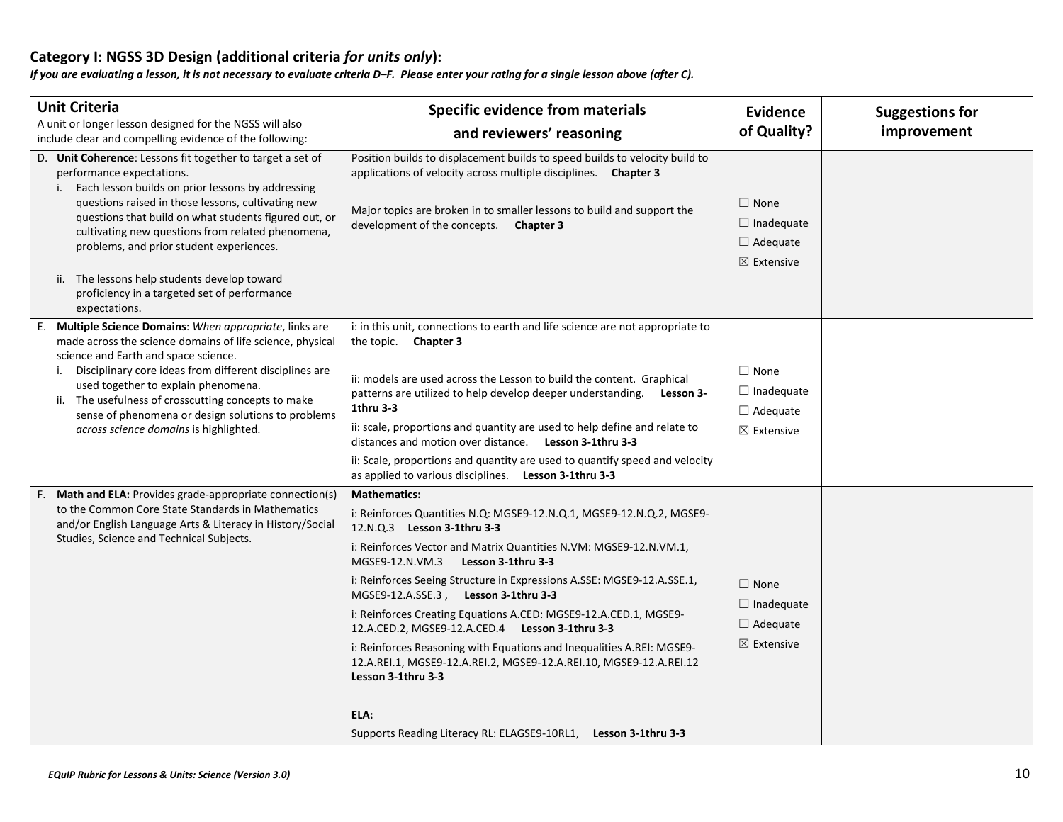## Category I: NGSS 3D Design (additional criteria *for units only*):

***If you are evaluating a lesson, it is not necessary to evaluate criteria D–F. Please enter your rating for a single lesson above (after C).***

| **Unit Criteria**<br>A unit or longer lesson designed for the NGSS will also include clear and compelling evidence of the following: | **Specific evidence from materials and reviewers' reasoning** | **Evidence of Quality?** | **Suggestions for improvement** |
|---|---|---|---|
| D. **Unit Coherence**: Lessons fit together to target a set of performance expectations.<br>i. Each lesson builds on prior lessons by addressing questions raised in those lessons, cultivating new questions that build on what students figured out, or cultivating new questions from related phenomena, problems, and prior student experiences.<br>ii. The lessons help students develop toward proficiency in a targeted set of performance expectations. | Position builds to displacement builds to speed builds to velocity build to applications of velocity across multiple disciplines. **Chapter 3**<br><br>Major topics are broken in to smaller lessons to build and support the development of the concepts. **Chapter 3** | ☐ None<br>☐ Inadequate<br>☐ Adequate<br>☒ Extensive | |
| E. **Multiple Science Domains**: *When appropriate*, links are made across the science domains of life science, physical science and Earth and space science.<br>i. Disciplinary core ideas from different disciplines are used together to explain phenomena.<br>ii. The usefulness of crosscutting concepts to make sense of phenomena or design solutions to problems *across science domains* is highlighted. | i: in this unit, connections to earth and life science are not appropriate to the topic. **Chapter 3**<br><br>ii: models are used across the Lesson to build the content. Graphical patterns are utilized to help develop deeper understanding. **Lesson 3-1thru 3-3**<br><br>ii: scale, proportions and quantity are used to help define and relate to distances and motion over distance. **Lesson 3-1thru 3-3**<br><br>ii: Scale, proportions and quantity are used to quantify speed and velocity as applied to various disciplines. **Lesson 3-1thru 3-3** | ☐ None<br>☐ Inadequate<br>☐ Adequate<br>☒ Extensive | |
| F. **Math and ELA:** Provides grade-appropriate connection(s) to the Common Core State Standards in Mathematics and/or English Language Arts & Literacy in History/Social Studies, Science and Technical Subjects. | **Mathematics:**<br>i: Reinforces Quantities N.Q: MGSE9-12.N.Q.1, MGSE9-12.N.Q.2, MGSE9-12.N.Q.3 **Lesson 3-1thru 3-3**<br>i: Reinforces Vector and Matrix Quantities N.VM: MGSE9-12.N.VM.1, MGSE9-12.N.VM.3 **Lesson 3-1thru 3-3**<br>i: Reinforces Seeing Structure in Expressions A.SSE: MGSE9-12.A.SSE.1, MGSE9-12.A.SSE.3 , **Lesson 3-1thru 3-3**<br>i: Reinforces Creating Equations A.CED: MGSE9-12.A.CED.1, MGSE9-12.A.CED.2, MGSE9-12.A.CED.4 **Lesson 3-1thru 3-3**<br>i: Reinforces Reasoning with Equations and Inequalities A.REI: MGSE9-12.A.REI.1, MGSE9-12.A.REI.2, MGSE9-12.A.REI.10, MGSE9-12.A.REI.12 **Lesson 3-1thru 3-3**<br><br>**ELA:**<br>Supports Reading Literacy RL: ELAGSE9-10RL1, **Lesson 3-1thru 3-3** | ☐ None<br>☐ Inadequate<br>☐ Adequate<br>☒ Extensive | |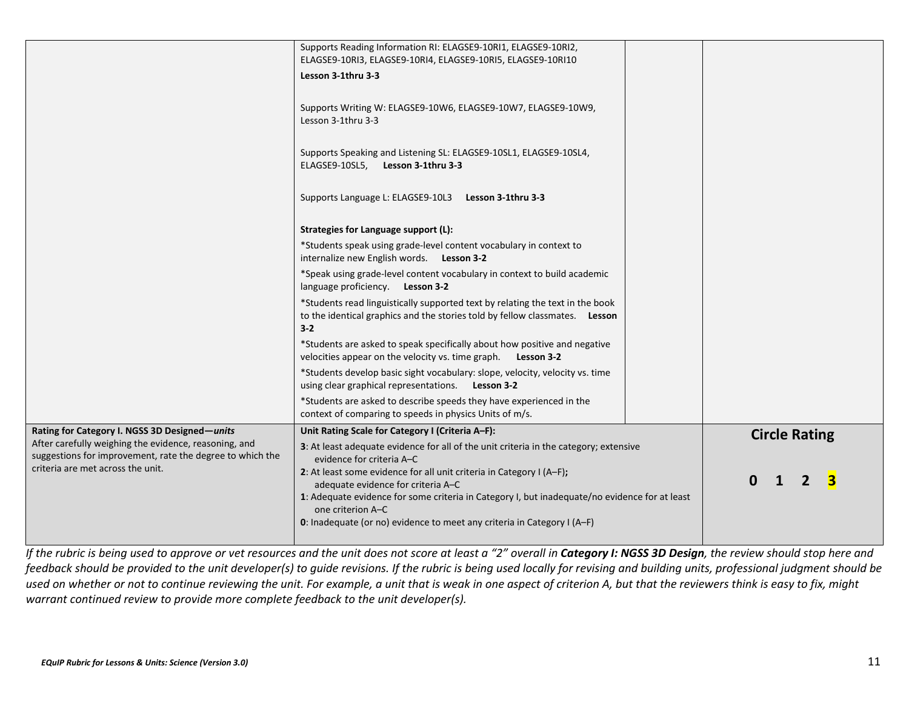| | | | |
|---|---|---|---|
| | Supports Reading Information RI: ELAGSE9-10RI1, ELAGSE9-10RI2, ELAGSE9-10RI3, ELAGSE9-10RI4, ELAGSE9-10RI5, ELAGSE9-10RI10<br>**Lesson 3-1thru 3-3**<br><br>Supports Writing W: ELAGSE9-10W6, ELAGSE9-10W7, ELAGSE9-10W9, Lesson 3-1thru 3-3<br><br>Supports Speaking and Listening SL: ELAGSE9-10SL1, ELAGSE9-10SL4, ELAGSE9-10SL5, **Lesson 3-1thru 3-3**<br><br>Supports Language L: ELAGSE9-10L3 **Lesson 3-1thru 3-3**<br><br>**Strategies for Language support (L):**<br>*Students speak using grade-level content vocabulary in context to internalize new English words. **Lesson 3-2**<br>*Speak using grade-level content vocabulary in context to build academic language proficiency. **Lesson 3-2**<br>*Students read linguistically supported text by relating the text in the book to the identical graphics and the stories told by fellow classmates. **Lesson 3-2**<br>*Students are asked to speak specifically about how positive and negative velocities appear on the velocity vs. time graph. **Lesson 3-2**<br>*Students develop basic sight vocabulary: slope, velocity, velocity vs. time using clear graphical representations. **Lesson 3-2**<br>*Students are asked to describe speeds they have experienced in the context of comparing to speeds in physics Units of m/s. | | |
| **Rating for Category I. NGSS 3D Designed—*units***<br>After carefully weighing the evidence, reasoning, and suggestions for improvement, rate the degree to which the criteria are met across the unit. | **Unit Rating Scale for Category I (Criteria A–F):**<br>**3**: At least adequate evidence for all of the unit criteria in the category; extensive evidence for criteria A–C<br>**2**: At least some evidence for all unit criteria in Category I (A–F); adequate evidence for criteria A–C<br>**1**: Adequate evidence for some criteria in Category I, but inadequate/no evidence for at least one criterion A–C<br>**0**: Inadequate (or no) evidence to meet any criteria in Category I (A–F) | | **Circle Rating**<br><br>**0 1 2 3** (3 highlighted) |

*If the rubric is being used to approve or vet resources and the unit does not score at least a "2" overall in **Category I: NGSS 3D Design**, the review should stop here and feedback should be provided to the unit developer(s) to guide revisions. If the rubric is being used locally for revising and building units, professional judgment should be used on whether or not to continue reviewing the unit. For example, a unit that is weak in one aspect of criterion A, but that the reviewers think is easy to fix, might warrant continued review to provide more complete feedback to the unit developer(s).*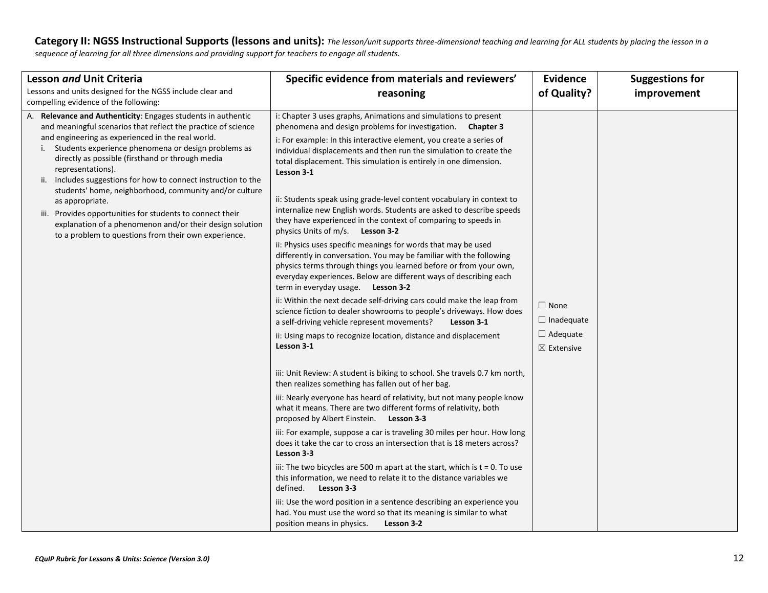**Category II: NGSS Instructional Supports (lessons and units):** *The lesson/unit supports three-dimensional teaching and learning for ALL students by placing the lesson in a sequence of learning for all three dimensions and providing support for teachers to engage all students.*

| **Lesson *and* Unit Criteria**<br>Lessons and units designed for the NGSS include clear and compelling evidence of the following: | **Specific evidence from materials and reviewers' reasoning** | **Evidence of Quality?** | **Suggestions for improvement** |
|---|---|---|---|
| A. **Relevance and Authenticity**: Engages students in authentic and meaningful scenarios that reflect the practice of science and engineering as experienced in the real world.<br>i. Students experience phenomena or design problems as directly as possible (firsthand or through media representations).<br>ii. Includes suggestions for how to connect instruction to the students' home, neighborhood, community and/or culture as appropriate.<br>iii. Provides opportunities for students to connect their explanation of a phenomenon and/or their design solution to a problem to questions from their own experience. | i: Chapter 3 uses graphs, Animations and simulations to present phenomena and design problems for investigation. **Chapter 3**<br>i: For example: In this interactive element, you create a series of individual displacements and then run the simulation to create the total displacement. This simulation is entirely in one dimension. **Lesson 3-1**<br><br>ii: Students speak using grade-level content vocabulary in context to internalize new English words. Students are asked to describe speeds they have experienced in the context of comparing to speeds in physics Units of m/s. **Lesson 3-2**<br>ii: Physics uses specific meanings for words that may be used differently in conversation. You may be familiar with the following physics terms through things you learned before or from your own, everyday experiences. Below are different ways of describing each term in everyday usage. **Lesson 3-2**<br>ii: Within the next decade self-driving cars could make the leap from science fiction to dealer showrooms to people's driveways. How does a self-driving vehicle represent movements? **Lesson 3-1**<br>ii: Using maps to recognize location, distance and displacement **Lesson 3-1**<br><br>iii: Unit Review: A student is biking to school. She travels 0.7 km north, then realizes something has fallen out of her bag.<br>iii: Nearly everyone has heard of relativity, but not many people know what it means. There are two different forms of relativity, both proposed by Albert Einstein. **Lesson 3-3**<br>iii: For example, suppose a car is traveling 30 miles per hour. How long does it take the car to cross an intersection that is 18 meters across? **Lesson 3-3**<br>iii: The two bicycles are 500 m apart at the start, which is $t = 0$. To use this information, we need to relate it to the distance variables we defined. **Lesson 3-3**<br>iii: Use the word position in a sentence describing an experience you had. You must use the word so that its meaning is similar to what position means in physics. **Lesson 3-2** | ☐ None<br>☐ Inadequate<br>☐ Adequate<br>☒ Extensive | |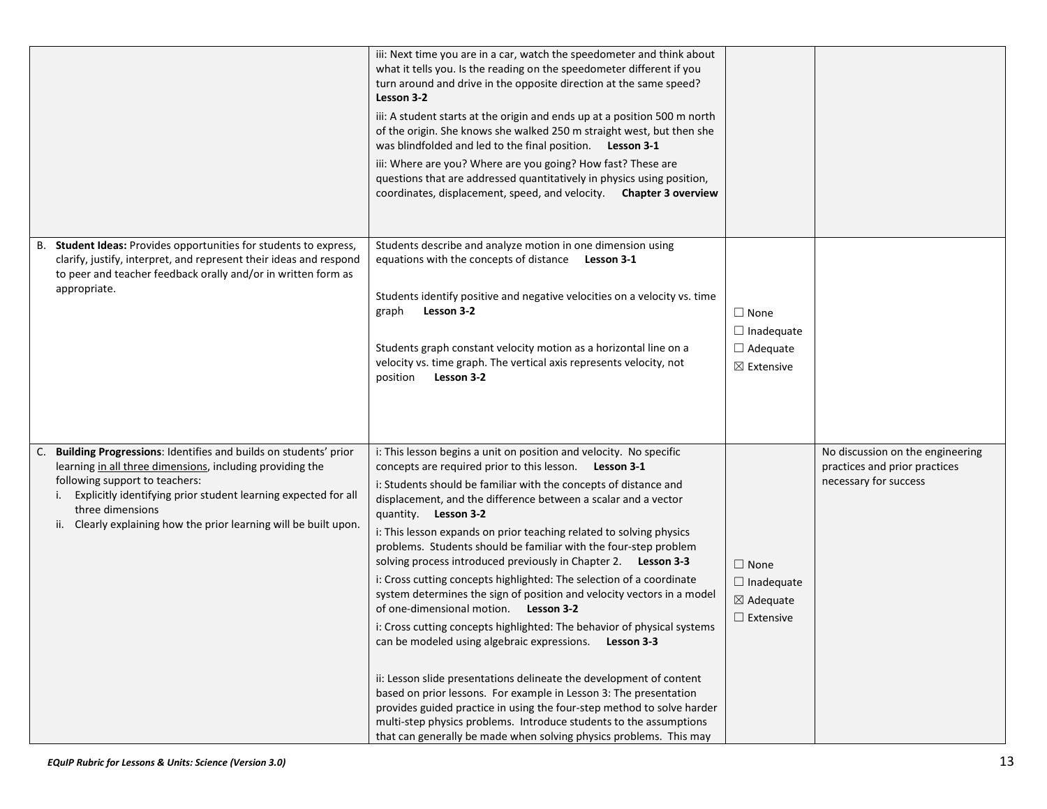| | | | |
|---|---|---|---|
| | iii: Next time you are in a car, watch the speedometer and think about what it tells you. Is the reading on the speedometer different if you turn around and drive in the opposite direction at the same speed? **Lesson 3-2**<br><br>iii: A student starts at the origin and ends up at a position 500 m north of the origin. She knows she walked 250 m straight west, but then she was blindfolded and led to the final position. **Lesson 3-1**<br><br>iii: Where are you? Where are you going? How fast? These are questions that are addressed quantitatively in physics using position, coordinates, displacement, speed, and velocity. **Chapter 3 overview** | | |
| B. **Student Ideas:** Provides opportunities for students to express, clarify, justify, interpret, and represent their ideas and respond to peer and teacher feedback orally and/or in written form as appropriate. | Students describe and analyze motion in one dimension using equations with the concepts of distance **Lesson 3-1**<br><br>Students identify positive and negative velocities on a velocity vs. time graph **Lesson 3-2**<br><br>Students graph constant velocity motion as a horizontal line on a velocity vs. time graph. The vertical axis represents velocity, not position **Lesson 3-2** | ☐ None<br>☐ Inadequate<br>☐ Adequate<br>☒ Extensive | |
| C. **Building Progressions**: Identifies and builds on students' prior learning in all three dimensions, including providing the following support to teachers:<br>i. Explicitly identifying prior student learning expected for all three dimensions<br>ii. Clearly explaining how the prior learning will be built upon. | i: This lesson begins a unit on position and velocity. No specific concepts are required prior to this lesson. **Lesson 3-1**<br><br>i: Students should be familiar with the concepts of distance and displacement, and the difference between a scalar and a vector quantity. **Lesson 3-2**<br><br>i: This lesson expands on prior teaching related to solving physics problems. Students should be familiar with the four-step problem solving process introduced previously in Chapter 2. **Lesson 3-3**<br><br>i: Cross cutting concepts highlighted: The selection of a coordinate system determines the sign of position and velocity vectors in a model of one-dimensional motion. **Lesson 3-2**<br><br>i: Cross cutting concepts highlighted: The behavior of physical systems can be modeled using algebraic expressions. **Lesson 3-3**<br><br>ii: Lesson slide presentations delineate the development of content based on prior lessons. For example in Lesson 3: The presentation provides guided practice in using the four-step method to solve harder multi-step physics problems. Introduce students to the assumptions that can generally be made when solving physics problems. This may | ☐ None<br>☐ Inadequate<br>☒ Adequate<br>☐ Extensive | No discussion on the engineering practices and prior practices necessary for success |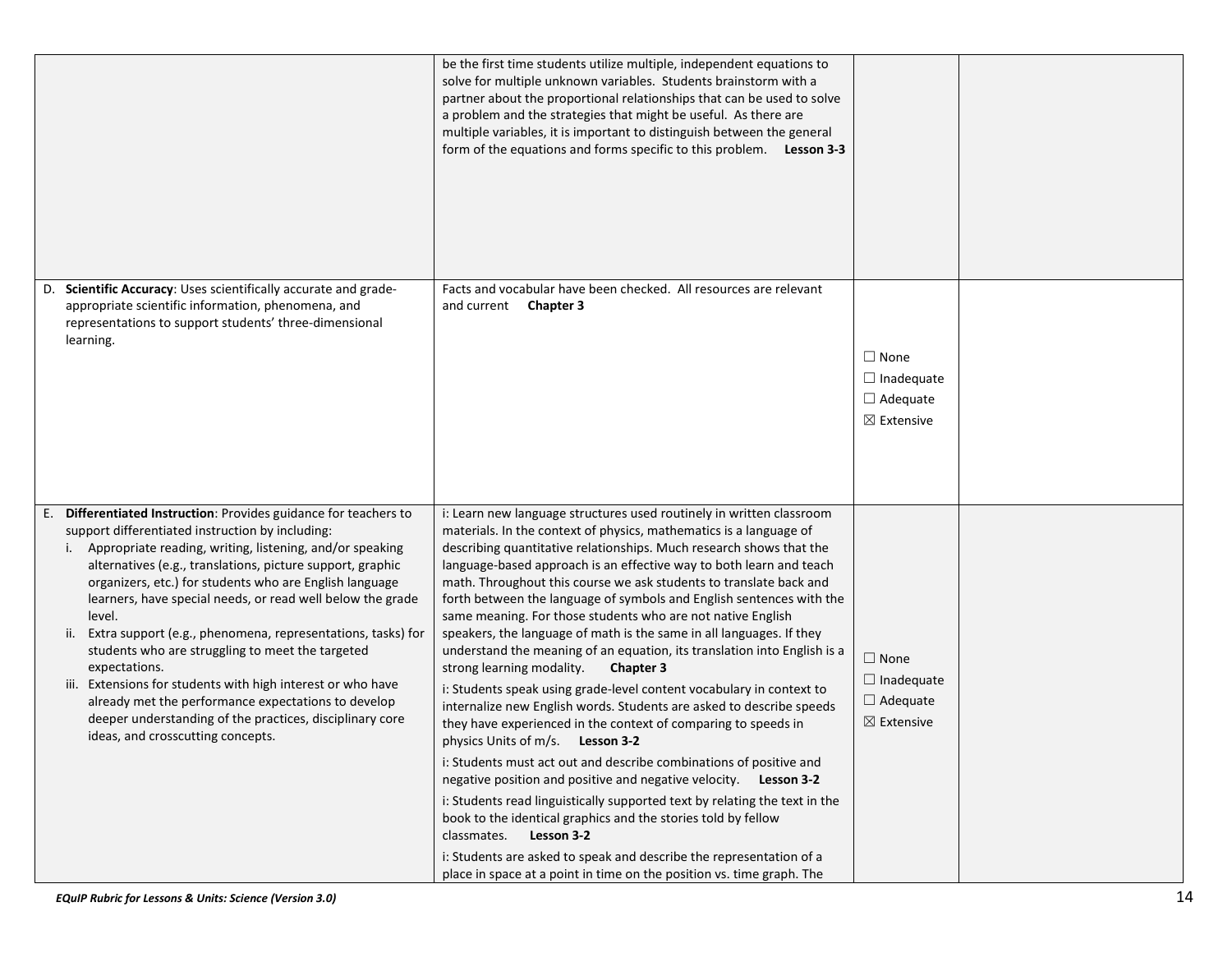| | | | |
|---|---|---|---|
| | be the first time students utilize multiple, independent equations to solve for multiple unknown variables. Students brainstorm with a partner about the proportional relationships that can be used to solve a problem and the strategies that might be useful. As there are multiple variables, it is important to distinguish between the general form of the equations and forms specific to this problem. **Lesson 3-3** | | |
| D. **Scientific Accuracy**: Uses scientifically accurate and grade-appropriate scientific information, phenomena, and representations to support students' three-dimensional learning. | Facts and vocabular have been checked. All resources are relevant and current **Chapter 3** | ☐ None<br>☐ Inadequate<br>☐ Adequate<br>☒ Extensive | |
| E. **Differentiated Instruction**: Provides guidance for teachers to support differentiated instruction by including:<br>i. Appropriate reading, writing, listening, and/or speaking alternatives (e.g., translations, picture support, graphic organizers, etc.) for students who are English language learners, have special needs, or read well below the grade level.<br>ii. Extra support (e.g., phenomena, representations, tasks) for students who are struggling to meet the targeted expectations.<br>iii. Extensions for students with high interest or who have already met the performance expectations to develop deeper understanding of the practices, disciplinary core ideas, and crosscutting concepts. | i: Learn new language structures used routinely in written classroom materials. In the context of physics, mathematics is a language of describing quantitative relationships. Much research shows that the language-based approach is an effective way to both learn and teach math. Throughout this course we ask students to translate back and forth between the language of symbols and English sentences with the same meaning. For those students who are not native English speakers, the language of math is the same in all languages. If they understand the meaning of an equation, its translation into English is a strong learning modality. **Chapter 3**<br><br>i: Students speak using grade-level content vocabulary in context to internalize new English words. Students are asked to describe speeds they have experienced in the context of comparing to speeds in physics Units of m/s. **Lesson 3-2**<br><br>i: Students must act out and describe combinations of positive and negative position and positive and negative velocity. **Lesson 3-2**<br><br>i: Students read linguistically supported text by relating the text in the book to the identical graphics and the stories told by fellow classmates. **Lesson 3-2**<br><br>i: Students are asked to speak and describe the representation of a place in space at a point in time on the position vs. time graph. The | ☐ None<br>☐ Inadequate<br>☐ Adequate<br>☒ Extensive | |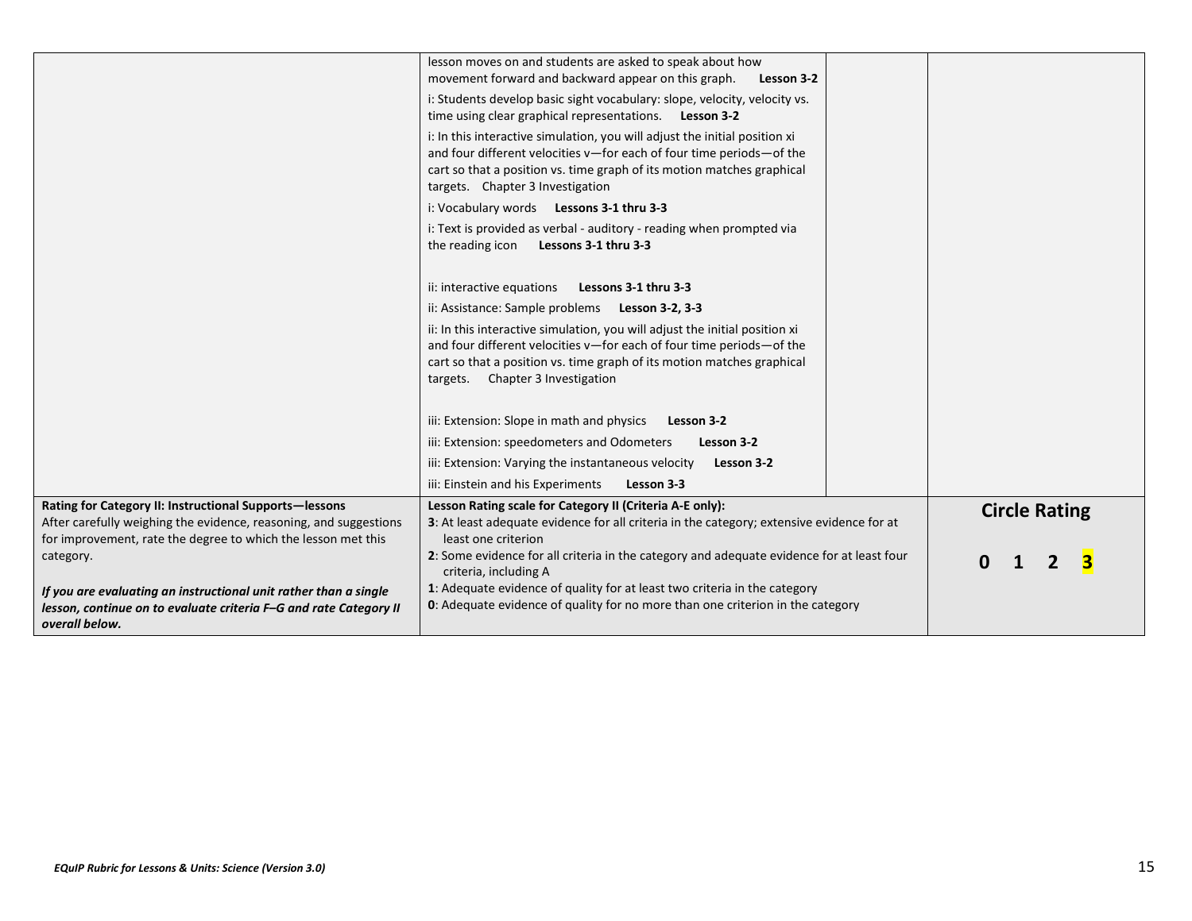| | | | |
|---|---|---|---|
| | lesson moves on and students are asked to speak about how movement forward and backward appear on this graph. **Lesson 3-2**<br>i: Students develop basic sight vocabulary: slope, velocity, velocity vs. time using clear graphical representations. **Lesson 3-2**<br>i: In this interactive simulation, you will adjust the initial position xi and four different velocities v—for each of four time periods—of the cart so that a position vs. time graph of its motion matches graphical targets. Chapter 3 Investigation<br>i: Vocabulary words **Lessons 3-1 thru 3-3**<br>i: Text is provided as verbal - auditory - reading when prompted via the reading icon **Lessons 3-1 thru 3-3**<br><br>ii: interactive equations **Lessons 3-1 thru 3-3**<br>ii: Assistance: Sample problems **Lesson 3-2, 3-3**<br>ii: In this interactive simulation, you will adjust the initial position xi and four different velocities v—for each of four time periods—of the cart so that a position vs. time graph of its motion matches graphical targets. Chapter 3 Investigation<br><br>iii: Extension: Slope in math and physics **Lesson 3-2**<br>iii: Extension: speedometers and Odometers **Lesson 3-2**<br>iii: Extension: Varying the instantaneous velocity **Lesson 3-2**<br>iii: Einstein and his Experiments **Lesson 3-3** | | |
| **Rating for Category II: Instructional Supports—lessons**<br>After carefully weighing the evidence, reasoning, and suggestions for improvement, rate the degree to which the lesson met this category.<br><br>***If you are evaluating an instructional unit rather than a single lesson, continue on to evaluate criteria F–G and rate Category II overall below.*** | **Lesson Rating scale for Category II (Criteria A-E only):**<br>**3**: At least adequate evidence for all criteria in the category; extensive evidence for at least one criterion<br>**2**: Some evidence for all criteria in the category and adequate evidence for at least four criteria, including A<br>**1**: Adequate evidence of quality for at least two criteria in the category<br>**0**: Adequate evidence of quality for no more than one criterion in the category | | **Circle Rating**<br><br>**0 1 2 3** (3 highlighted) |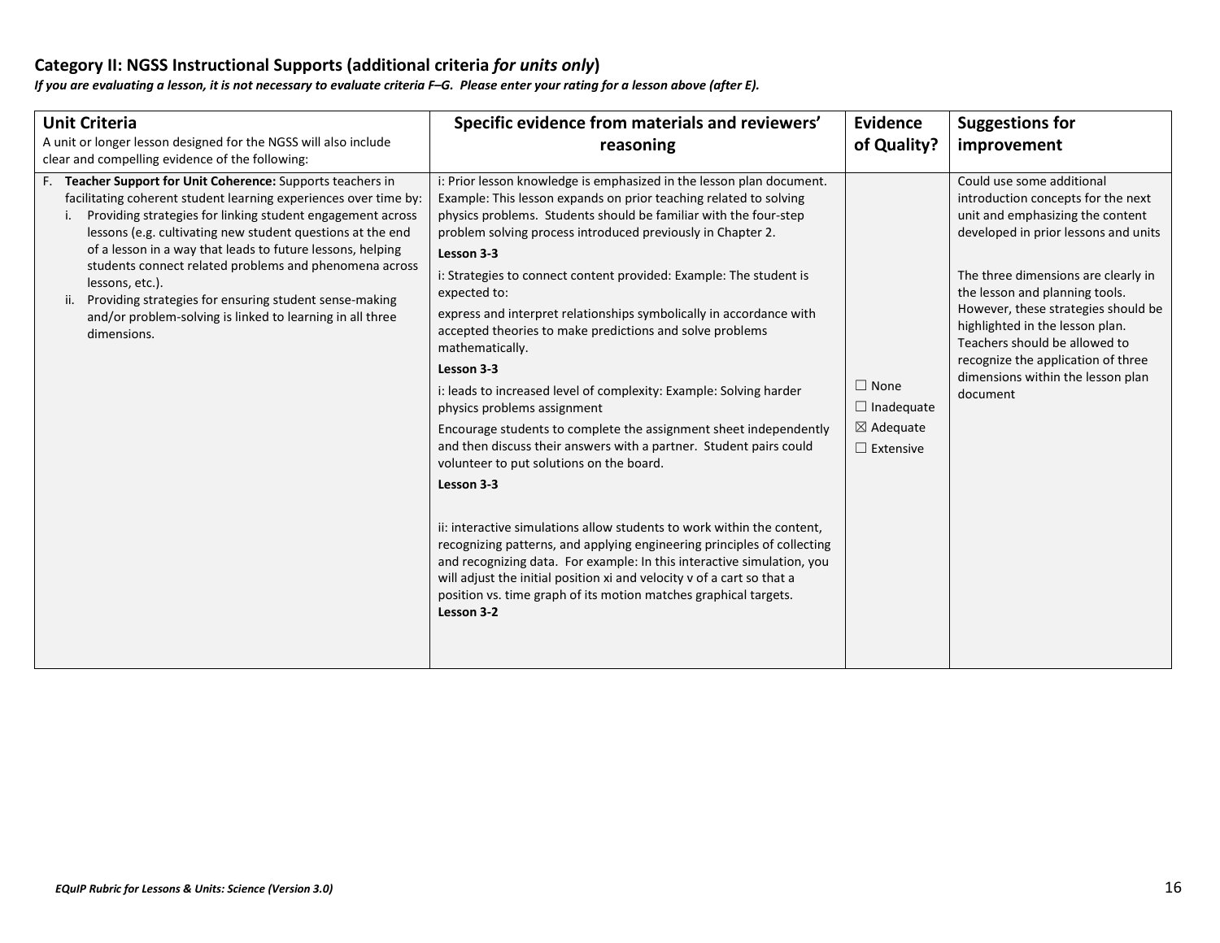## Category II: NGSS Instructional Supports (additional criteria *for units only*)

***If you are evaluating a lesson, it is not necessary to evaluate criteria F–G. Please enter your rating for a lesson above (after E).***

| **Unit Criteria**<br>A unit or longer lesson designed for the NGSS will also include clear and compelling evidence of the following: | **Specific evidence from materials and reviewers' reasoning** | **Evidence of Quality?** | **Suggestions for improvement** |
|---|---|---|---|
| F. **Teacher Support for Unit Coherence:** Supports teachers in facilitating coherent student learning experiences over time by:<br>i. Providing strategies for linking student engagement across lessons (e.g. cultivating new student questions at the end of a lesson in a way that leads to future lessons, helping students connect related problems and phenomena across lessons, etc.).<br>ii. Providing strategies for ensuring student sense-making and/or problem-solving is linked to learning in all three dimensions. | i: Prior lesson knowledge is emphasized in the lesson plan document. Example: This lesson expands on prior teaching related to solving physics problems. Students should be familiar with the four-step problem solving process introduced previously in Chapter 2.<br>**Lesson 3-3**<br>i: Strategies to connect content provided: Example: The student is expected to:<br>express and interpret relationships symbolically in accordance with accepted theories to make predictions and solve problems mathematically.<br>**Lesson 3-3**<br>i: leads to increased level of complexity: Example: Solving harder physics problems assignment<br>Encourage students to complete the assignment sheet independently and then discuss their answers with a partner. Student pairs could volunteer to put solutions on the board.<br>**Lesson 3-3**<br><br>ii: interactive simulations allow students to work within the content, recognizing patterns, and applying engineering principles of collecting and recognizing data. For example: In this interactive simulation, you will adjust the initial position xi and velocity v of a cart so that a position vs. time graph of its motion matches graphical targets.<br>**Lesson 3-2** | ☐ None<br>☐ Inadequate<br>☒ Adequate<br>☐ Extensive | Could use some additional introduction concepts for the next unit and emphasizing the content developed in prior lessons and units<br><br>The three dimensions are clearly in the lesson and planning tools. However, these strategies should be highlighted in the lesson plan. Teachers should be allowed to recognize the application of three dimensions within the lesson plan document |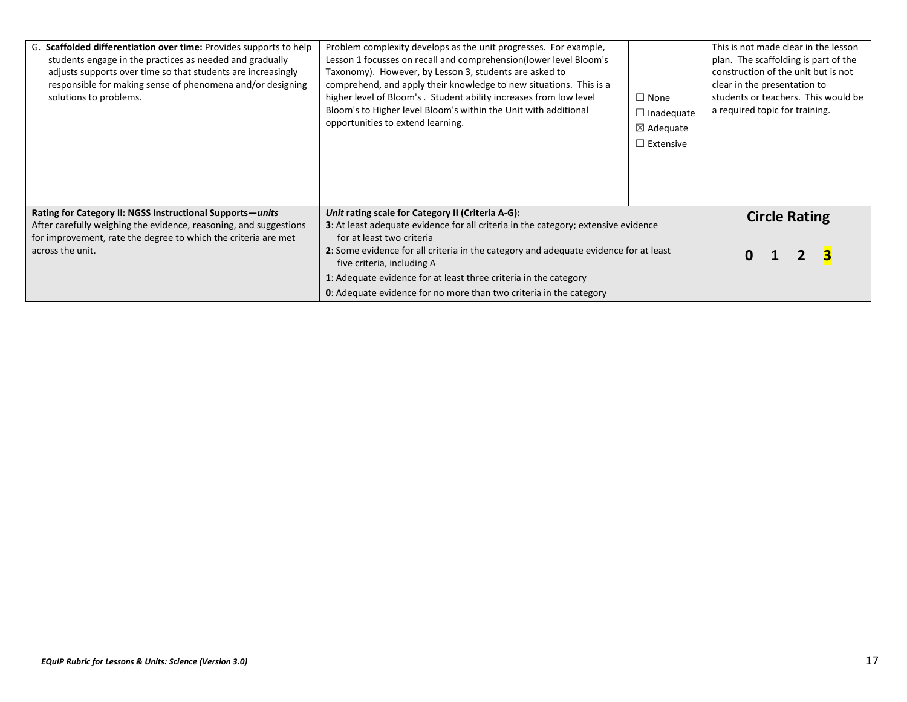| | | | |
|---|---|---|---|
| G. **Scaffolded differentiation over time:** Provides supports to help students engage in the practices as needed and gradually adjusts supports over time so that students are increasingly responsible for making sense of phenomena and/or designing solutions to problems. | Problem complexity develops as the unit progresses. For example, Lesson 1 focusses on recall and comprehension(lower level Bloom's Taxonomy). However, by Lesson 3, students are asked to comprehend, and apply their knowledge to new situations. This is a higher level of Bloom's . Student ability increases from low level Bloom's to Higher level Bloom's within the Unit with additional opportunities to extend learning. | ☐ None<br>☐ Inadequate<br>☒ Adequate<br>☐ Extensive | This is not made clear in the lesson plan. The scaffolding is part of the construction of the unit but is not clear in the presentation to students or teachers. This would be a required topic for training. |
| **Rating for Category II: NGSS Instructional Supports—*units***<br>After carefully weighing the evidence, reasoning, and suggestions for improvement, rate the degree to which the criteria are met across the unit. | ***Unit* rating scale for Category II (Criteria A-G):**<br>**3**: At least adequate evidence for all criteria in the category; extensive evidence for at least two criteria<br>**2**: Some evidence for all criteria in the category and adequate evidence for at least five criteria, including A<br>**1**: Adequate evidence for at least three criteria in the category<br>**0**: Adequate evidence for no more than two criteria in the category | | **Circle Rating**<br>**0 1 2 3** (3 highlighted) |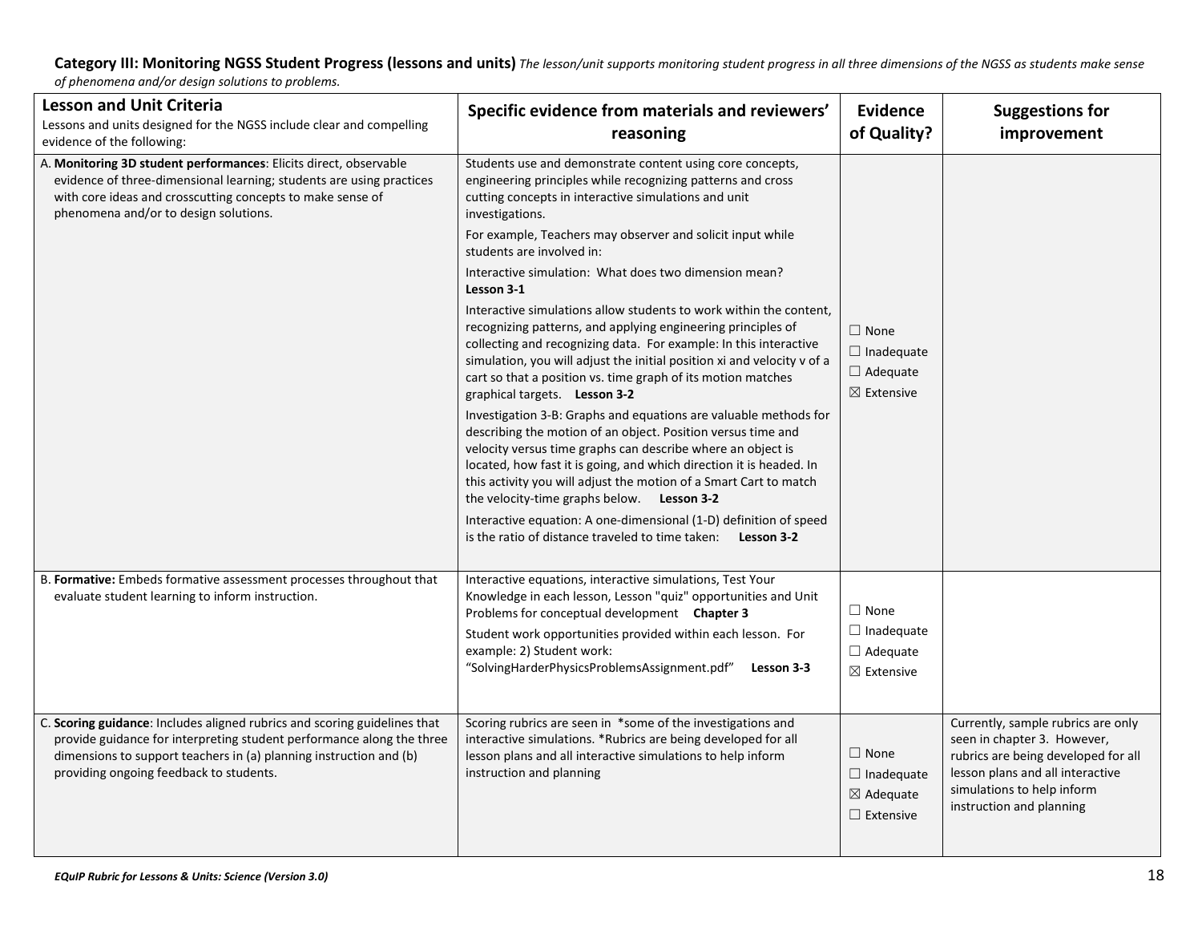**Category III: Monitoring NGSS Student Progress (lessons and units)** *The lesson/unit supports monitoring student progress in all three dimensions of the NGSS as students make sense of phenomena and/or design solutions to problems.*

| **Lesson and Unit Criteria**<br>Lessons and units designed for the NGSS include clear and compelling evidence of the following: | **Specific evidence from materials and reviewers' reasoning** | **Evidence of Quality?** | **Suggestions for improvement** |
|---|---|---|---|
| A. **Monitoring 3D student performances**: Elicits direct, observable evidence of three-dimensional learning; students are using practices with core ideas and crosscutting concepts to make sense of phenomena and/or to design solutions. | Students use and demonstrate content using core concepts, engineering principles while recognizing patterns and cross cutting concepts in interactive simulations and unit investigations.<br>For example, Teachers may observer and solicit input while students are involved in:<br>Interactive simulation: What does two dimension mean? **Lesson 3-1**<br>Interactive simulations allow students to work within the content, recognizing patterns, and applying engineering principles of collecting and recognizing data. For example: In this interactive simulation, you will adjust the initial position xi and velocity v of a cart so that a position vs. time graph of its motion matches graphical targets. **Lesson 3-2**<br>Investigation 3-B: Graphs and equations are valuable methods for describing the motion of an object. Position versus time and velocity versus time graphs can describe where an object is located, how fast it is going, and which direction it is headed. In this activity you will adjust the motion of a Smart Cart to match the velocity-time graphs below. **Lesson 3-2**<br>Interactive equation: A one-dimensional (1-D) definition of speed is the ratio of distance traveled to time taken: **Lesson 3-2** | ☐ None<br>☐ Inadequate<br>☐ Adequate<br>☒ Extensive | |
| B. **Formative:** Embeds formative assessment processes throughout that evaluate student learning to inform instruction. | Interactive equations, interactive simulations, Test Your Knowledge in each lesson, Lesson "quiz" opportunities and Unit Problems for conceptual development **Chapter 3**<br>Student work opportunities provided within each lesson. For example: 2) Student work: "SolvingHarderPhysicsProblemsAssignment.pdf" **Lesson 3-3** | ☐ None<br>☐ Inadequate<br>☐ Adequate<br>☒ Extensive | |
| C. **Scoring guidance**: Includes aligned rubrics and scoring guidelines that provide guidance for interpreting student performance along the three dimensions to support teachers in (a) planning instruction and (b) providing ongoing feedback to students. | Scoring rubrics are seen in *some of the investigations and interactive simulations. *Rubrics are being developed for all lesson plans and all interactive simulations to help inform instruction and planning | ☐ None<br>☐ Inadequate<br>☒ Adequate<br>☐ Extensive | Currently, sample rubrics are only seen in chapter 3. However, rubrics are being developed for all lesson plans and all interactive simulations to help inform instruction and planning |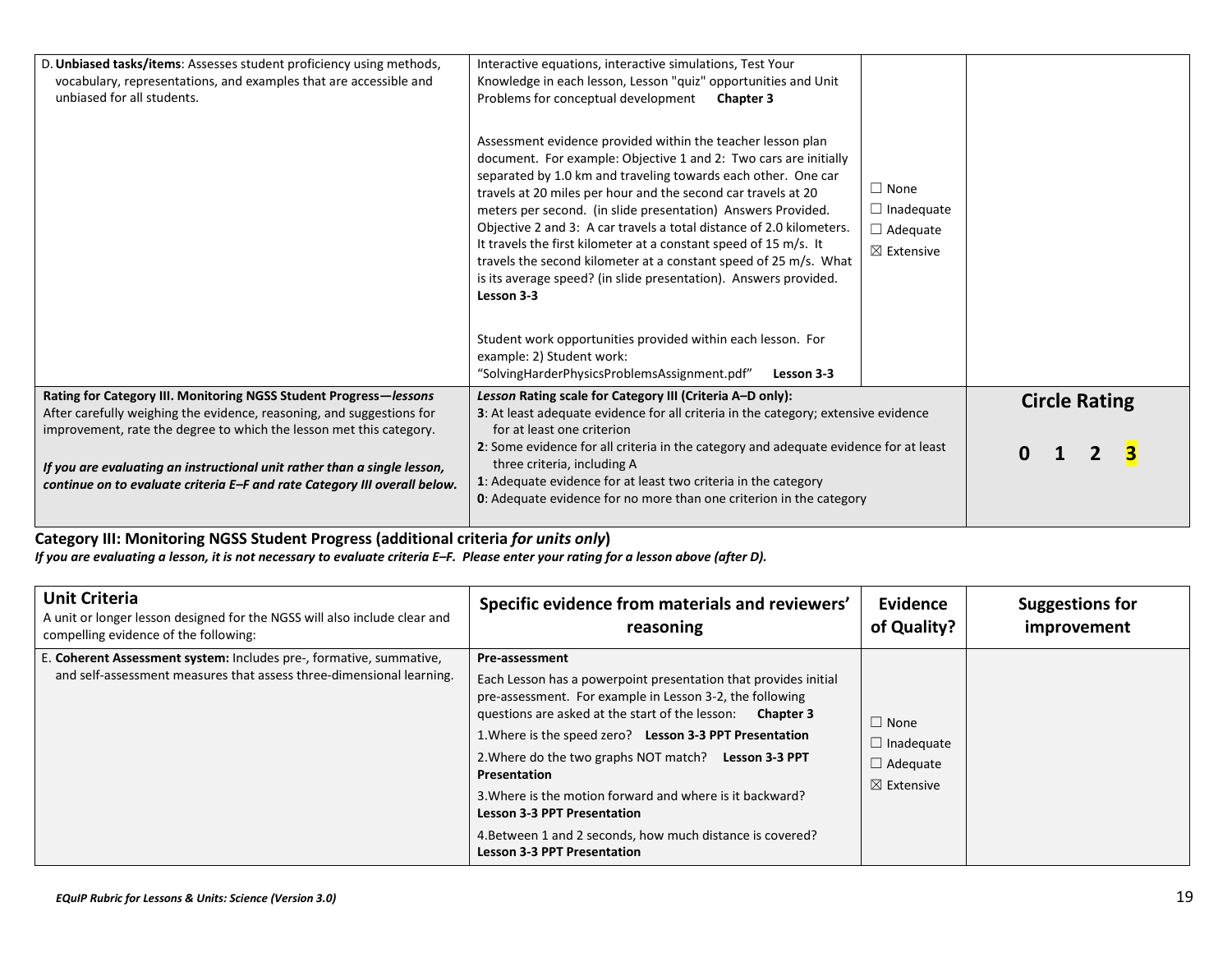| | | | |
|---|---|---|---|
| D. **Unbiased tasks/items**: Assesses student proficiency using methods, vocabulary, representations, and examples that are accessible and unbiased for all students. | Interactive equations, interactive simulations, Test Your Knowledge in each lesson, Lesson "quiz" opportunities and Unit Problems for conceptual development **Chapter 3**<br><br>Assessment evidence provided within the teacher lesson plan document. For example: Objective 1 and 2: Two cars are initially separated by 1.0 km and traveling towards each other. One car travels at 20 miles per hour and the second car travels at 20 meters per second. (in slide presentation) Answers Provided. Objective 2 and 3: A car travels a total distance of 2.0 kilometers. It travels the first kilometer at a constant speed of 15 m/s. It travels the second kilometer at a constant speed of 25 m/s. What is its average speed? (in slide presentation). Answers provided. **Lesson 3-3**<br><br>Student work opportunities provided within each lesson. For example: 2) Student work: "SolvingHarderPhysicsProblemsAssignment.pdf" **Lesson 3-3** | ☐ None<br>☐ Inadequate<br>☐ Adequate<br>☒ Extensive | |
| **Rating for Category III. Monitoring NGSS Student Progress—*lessons***<br>After carefully weighing the evidence, reasoning, and suggestions for improvement, rate the degree to which the lesson met this category.<br><br>***If you are evaluating an instructional unit rather than a single lesson, continue on to evaluate criteria E–F and rate Category III overall below.*** | ***Lesson* Rating scale for Category III (Criteria A–D only):**<br>**3**: At least adequate evidence for all criteria in the category; extensive evidence for at least one criterion<br>**2**: Some evidence for all criteria in the category and adequate evidence for at least three criteria, including A<br>**1**: Adequate evidence for at least two criteria in the category<br>**0**: Adequate evidence for no more than one criterion in the category | | **Circle Rating**<br><br>0 1 2 **3** |

**Category III: Monitoring NGSS Student Progress (additional criteria *for units only*)**

***If you are evaluating a lesson, it is not necessary to evaluate criteria E–F. Please enter your rating for a lesson above (after D).***

| **Unit Criteria**<br>A unit or longer lesson designed for the NGSS will also include clear and compelling evidence of the following: | **Specific evidence from materials and reviewers' reasoning** | **Evidence of Quality?** | **Suggestions for improvement** |
|---|---|---|---|
| E. **Coherent Assessment system:** Includes pre-, formative, summative, and self-assessment measures that assess three-dimensional learning. | **Pre-assessment**<br>Each Lesson has a powerpoint presentation that provides initial pre-assessment. For example in Lesson 3-2, the following questions are asked at the start of the lesson: **Chapter 3**<br>1.Where is the speed zero? **Lesson 3-3 PPT Presentation**<br>2.Where do the two graphs NOT match? **Lesson 3-3 PPT Presentation**<br>3.Where is the motion forward and where is it backward? **Lesson 3-3 PPT Presentation**<br>4.Between 1 and 2 seconds, how much distance is covered? **Lesson 3-3 PPT Presentation** | ☐ None<br>☐ Inadequate<br>☐ Adequate<br>☒ Extensive | |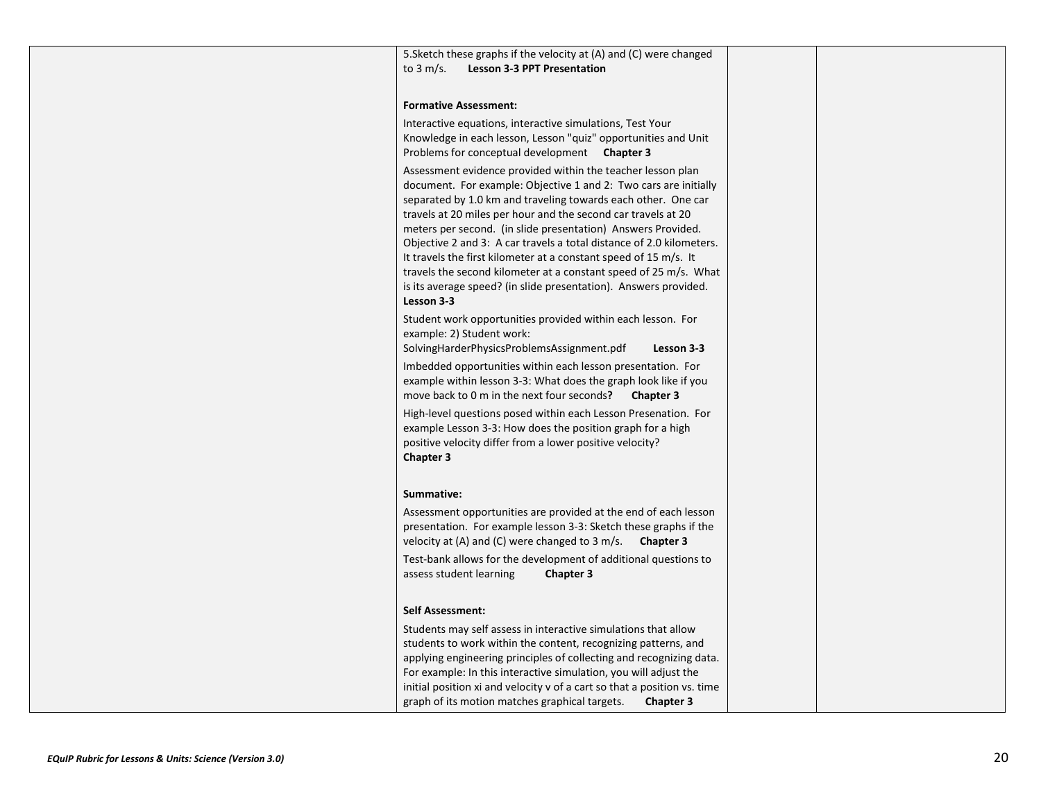| | | | |
|---|---|---|---|
| | 5.Sketch these graphs if the velocity at (A) and (C) were changed to 3 m/s. **Lesson 3-3 PPT Presentation**<br><br>**Formative Assessment:**<br>Interactive equations, interactive simulations, Test Your Knowledge in each lesson, Lesson "quiz" opportunities and Unit Problems for conceptual development **Chapter 3**<br>Assessment evidence provided within the teacher lesson plan document. For example: Objective 1 and 2: Two cars are initially separated by 1.0 km and traveling towards each other. One car travels at 20 miles per hour and the second car travels at 20 meters per second. (in slide presentation) Answers Provided. Objective 2 and 3: A car travels a total distance of 2.0 kilometers. It travels the first kilometer at a constant speed of 15 m/s. It travels the second kilometer at a constant speed of 25 m/s. What is its average speed? (in slide presentation). Answers provided. **Lesson 3-3**<br>Student work opportunities provided within each lesson. For example: 2) Student work: SolvingHarderPhysicsProblemsAssignment.pdf **Lesson 3-3**<br>Imbedded opportunities within each lesson presentation. For example within lesson 3-3: What does the graph look like if you move back to 0 m in the next four seconds**?** **Chapter 3**<br>High-level questions posed within each Lesson Presenation. For example Lesson 3-3: How does the position graph for a high positive velocity differ from a lower positive velocity? **Chapter 3**<br><br>**Summative:**<br>Assessment opportunities are provided at the end of each lesson presentation. For example lesson 3-3: Sketch these graphs if the velocity at (A) and (C) were changed to 3 m/s. **Chapter 3**<br>Test-bank allows for the development of additional questions to assess student learning **Chapter 3**<br><br>**Self Assessment:**<br>Students may self assess in interactive simulations that allow students to work within the content, recognizing patterns, and applying engineering principles of collecting and recognizing data. For example: In this interactive simulation, you will adjust the initial position xi and velocity v of a cart so that a position vs. time graph of its motion matches graphical targets. **Chapter 3** | | |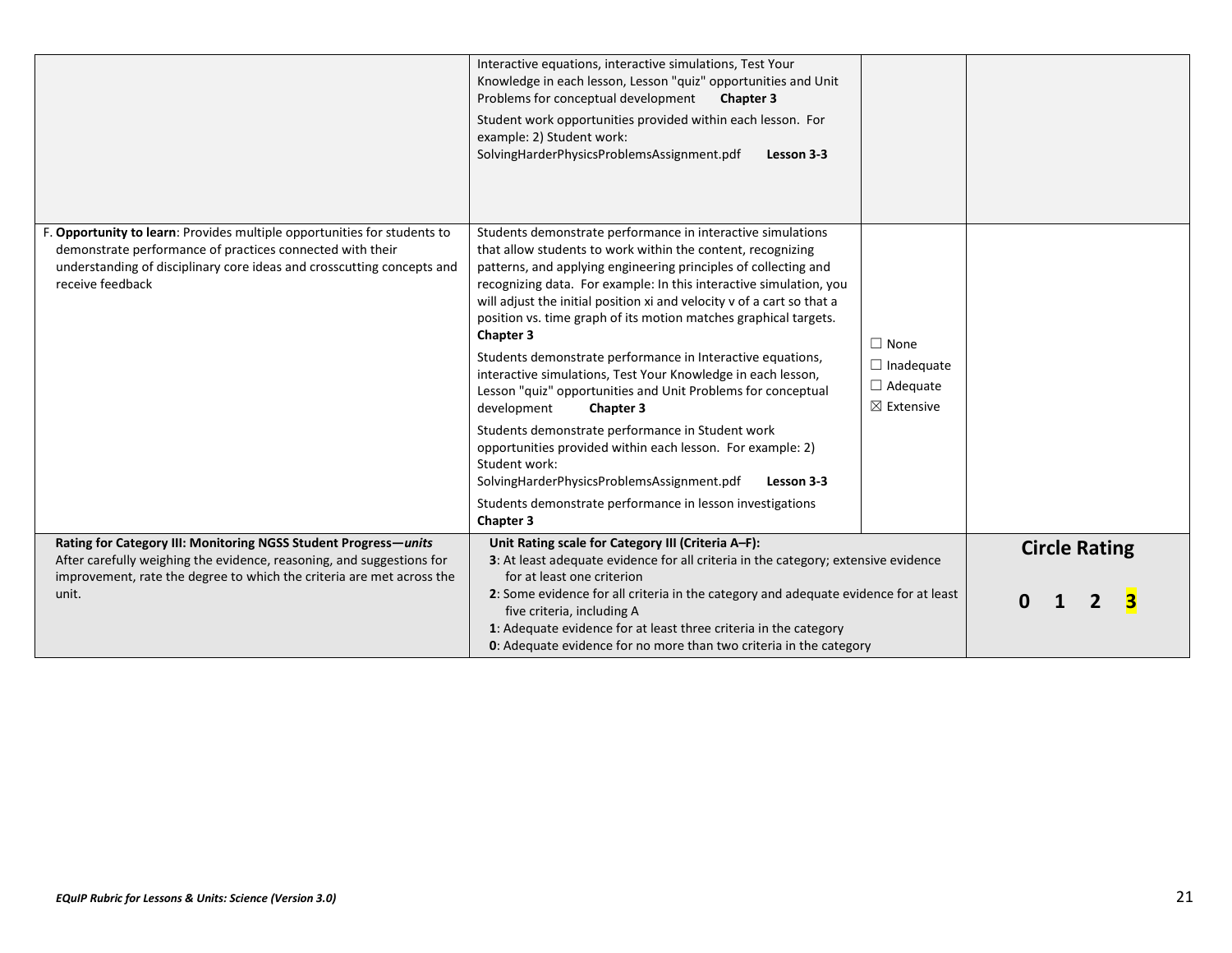| | | | |
|---|---|---|---|
| | Interactive equations, interactive simulations, Test Your Knowledge in each lesson, Lesson "quiz" opportunities and Unit Problems for conceptual development **Chapter 3**<br><br>Student work opportunities provided within each lesson. For example: 2) Student work: SolvingHarderPhysicsProblemsAssignment.pdf **Lesson 3-3** | | |
| F. **Opportunity to learn**: Provides multiple opportunities for students to demonstrate performance of practices connected with their understanding of disciplinary core ideas and crosscutting concepts and receive feedback | Students demonstrate performance in interactive simulations that allow students to work within the content, recognizing patterns, and applying engineering principles of collecting and recognizing data. For example: In this interactive simulation, you will adjust the initial position xi and velocity v of a cart so that a position vs. time graph of its motion matches graphical targets. **Chapter 3**<br><br>Students demonstrate performance in Interactive equations, interactive simulations, Test Your Knowledge in each lesson, Lesson "quiz" opportunities and Unit Problems for conceptual development **Chapter 3**<br><br>Students demonstrate performance in Student work opportunities provided within each lesson. For example: 2) Student work: SolvingHarderPhysicsProblemsAssignment.pdf **Lesson 3-3**<br><br>Students demonstrate performance in lesson investigations **Chapter 3** | ☐ None<br>☐ Inadequate<br>☐ Adequate<br>☒ Extensive | |
| **Rating for Category III: Monitoring NGSS Student Progress—*units***<br>After carefully weighing the evidence, reasoning, and suggestions for improvement, rate the degree to which the criteria are met across the unit. | **Unit Rating scale for Category III (Criteria A–F):**<br>**3**: At least adequate evidence for all criteria in the category; extensive evidence for at least one criterion<br>**2**: Some evidence for all criteria in the category and adequate evidence for at least five criteria, including A<br>**1**: Adequate evidence for at least three criteria in the category<br>**0**: Adequate evidence for no more than two criteria in the category | | **Circle Rating**<br><br>0 1 2 **3** |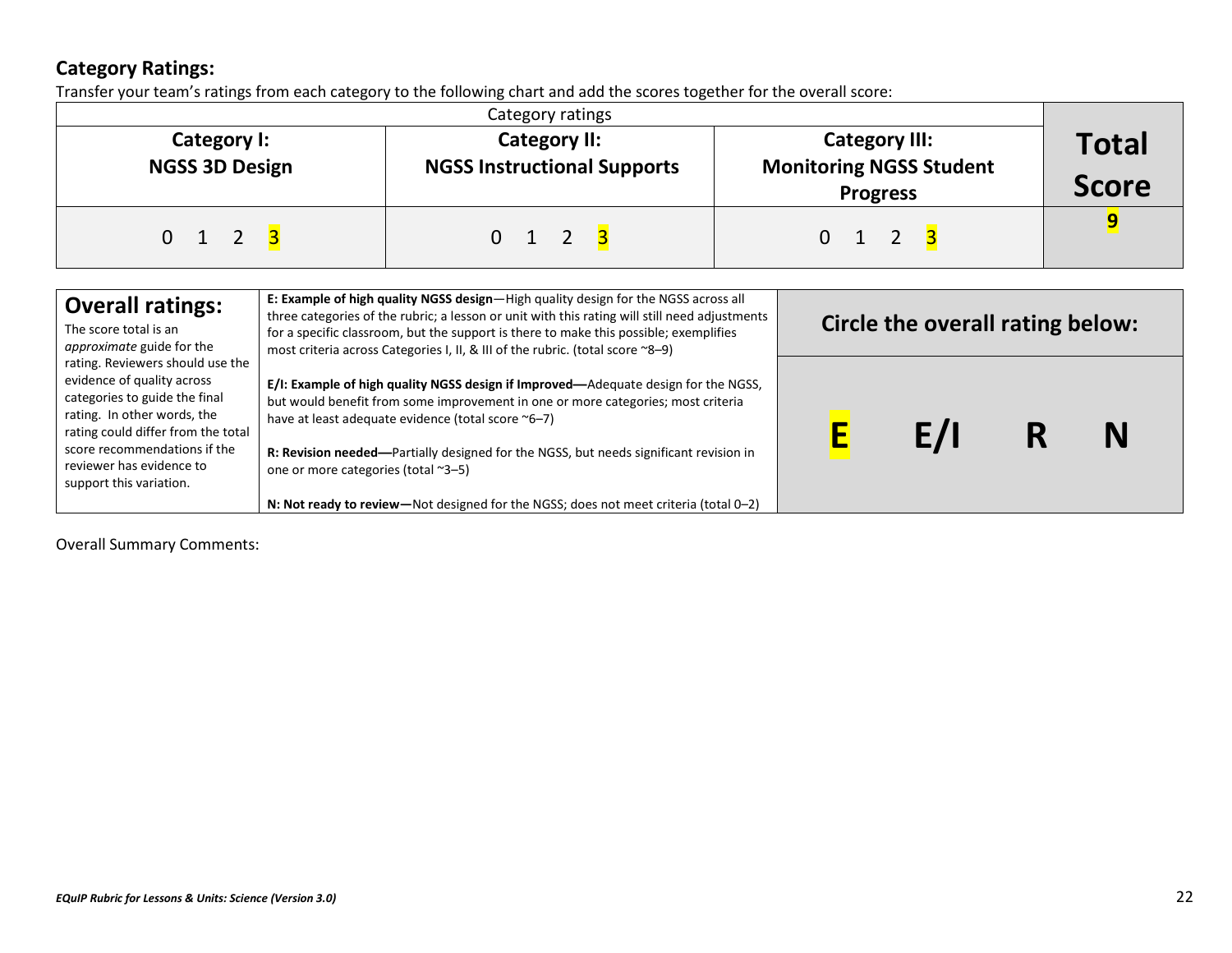## Category Ratings:

Transfer your team's ratings from each category to the following chart and add the scores together for the overall score:

| Category ratings | | | |
|---|---|---|---|
| **Category I: NGSS 3D Design** | **Category II: NGSS Instructional Supports** | **Category III: Monitoring NGSS Student Progress** | **Total Score** |
| 0 1 2 **3** | 0 1 2 **3** | 0 1 2 **3** | **9** |

| | | |
|---|---|---|
| **Overall ratings:** The score total is an *approximate* guide for the rating. Reviewers should use the evidence of quality across categories to guide the final rating. In other words, the rating could differ from the total score recommendations if the reviewer has evidence to support this variation. | **E: Example of high quality NGSS design**—High quality design for the NGSS across all three categories of the rubric; a lesson or unit with this rating will still need adjustments for a specific classroom, but the support is there to make this possible; exemplifies most criteria across Categories I, II, & III of the rubric. (total score ~8–9)<br><br>**E/I: Example of high quality NGSS design if Improved—**Adequate design for the NGSS, but would benefit from some improvement in one or more categories; most criteria have at least adequate evidence (total score ~6–7)<br><br>**R: Revision needed—**Partially designed for the NGSS, but needs significant revision in one or more categories (total ~3–5)<br><br>**N: Not ready to review—**Not designed for the NGSS; does not meet criteria (total 0–2) | **Circle the overall rating below:**<br><br>**E** &nbsp;&nbsp; E/I &nbsp;&nbsp; R &nbsp;&nbsp; N |

Overall Summary Comments: